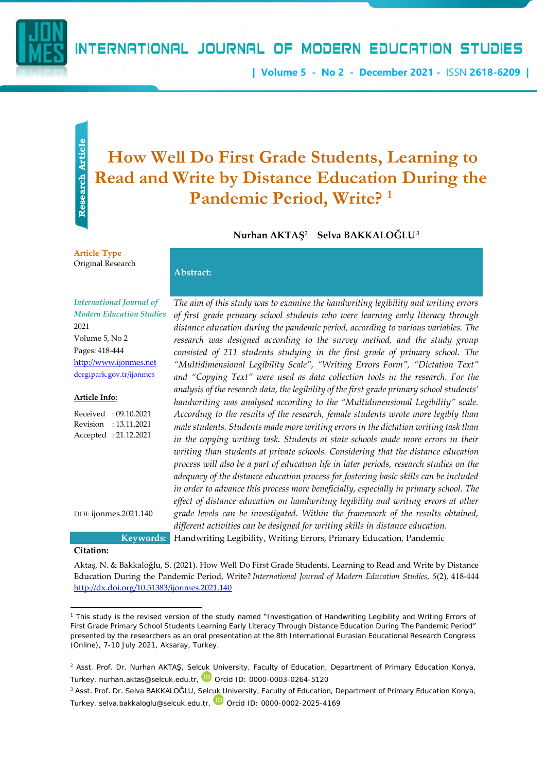# How Well Do First Grade Students, Learning to Read and Write by Distance Education During the Pandemic Period, Write? [1]

**Nurhan AKTAŞ**[2] **Selva BAKKALOĞLU**[3]

**Article Type**
Original Research

*International Journal of Modern Education Studies*
2021
Volume 5, No 2
Pages: 418-444
http://www.ijonmes.net
dergipark.gov.tr/ijonmes

**Article Info:**

Received : 09.10.2021
Revision : 13.11.2021
Accepted : 21.12.2021

DOI: ijonmes.2021.140

**Abstract:**

*The aim of this study was to examine the handwriting legibility and writing errors of first grade primary school students who were learning early literacy through distance education during the pandemic period, according to various variables. The research was designed according to the survey method, and the study group consisted of 211 students studying in the first grade of primary school. The "Multidimensional Legibility Scale", "Writing Errors Form", "Dictation Text" and "Copying Text" were used as data collection tools in the research. For the analysis of the research data, the legibility of the first grade primary school students' handwriting was analysed according to the "Multidimensional Legibility" scale. According to the results of the research, female students wrote more legibly than male students. Students made more writing errors in the dictation writing task than in the copying writing task. Students at state schools made more errors in their writing than students at private schools. Considering that the distance education process will also be a part of education life in later periods, research studies on the adequacy of the distance education process for fostering basic skills can be included in order to advance this process more beneficially, especially in primary school. The effect of distance education on handwriting legibility and writing errors at other grade levels can be investigated. Within the framework of the results obtained, different activities can be designed for writing skills in distance education.*

**Keywords:** Handwriting Legibility, Writing Errors, Primary Education, Pandemic

**Citation:**

Aktaş, N. & Bakkaloğlu, S. (2021). How Well Do First Grade Students, Learning to Read and Write by Distance Education During the Pandemic Period, Write? *International Journal of Modern Education Studies, 5*(2), 418-444 http://dx.doi.org/10.51383/ijonmes.2021.140

---

[1] This study is the revised version of the study named "Investigation of Handwriting Legibility and Writing Errors of First Grade Primary School Students Learning Early Literacy Through Distance Education During The Pandemic Period" presented by the researchers as an oral presentation at the 8th International Eurasian Educational Research Congress (Online), 7-10 July 2021, Aksaray, Turkey.

[2] Asst. Prof. Dr. Nurhan AKTAŞ, Selcuk University, Faculty of Education, Department of Primary Education Konya, Turkey. nurhan.aktas@selcuk.edu.tr, Orcid ID: 0000-0003-0264-5120

[3] Asst. Prof. Dr. Selva BAKKALOĞLU, Selcuk University, Faculty of Education, Department of Primary Education Konya, Turkey. selva.bakkaloglu@selcuk.edu.tr, Orcid ID: 0000-0002-2025-4169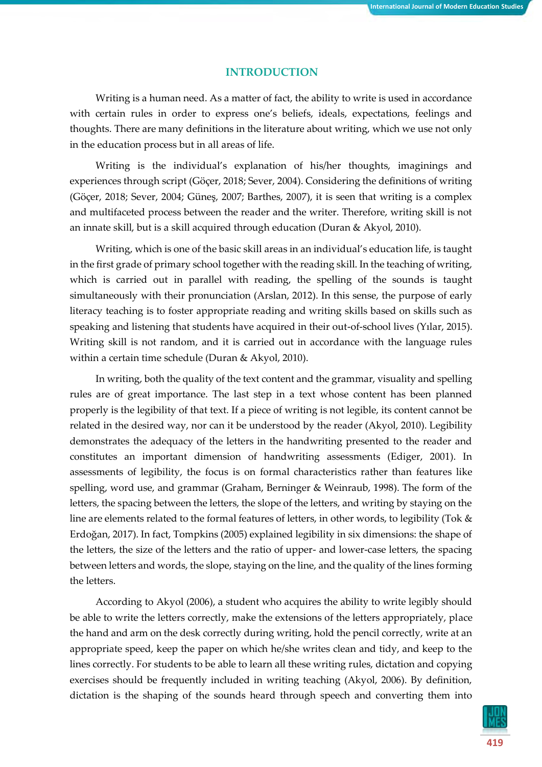## INTRODUCTION

Writing is a human need. As a matter of fact, the ability to write is used in accordance with certain rules in order to express one's beliefs, ideals, expectations, feelings and thoughts. There are many definitions in the literature about writing, which we use not only in the education process but in all areas of life.

Writing is the individual's explanation of his/her thoughts, imaginings and experiences through script (Göçer, 2018; Sever, 2004). Considering the definitions of writing (Göçer, 2018; Sever, 2004; Güneş, 2007; Barthes, 2007), it is seen that writing is a complex and multifaceted process between the reader and the writer. Therefore, writing skill is not an innate skill, but is a skill acquired through education (Duran & Akyol, 2010).

Writing, which is one of the basic skill areas in an individual's education life, is taught in the first grade of primary school together with the reading skill. In the teaching of writing, which is carried out in parallel with reading, the spelling of the sounds is taught simultaneously with their pronunciation (Arslan, 2012). In this sense, the purpose of early literacy teaching is to foster appropriate reading and writing skills based on skills such as speaking and listening that students have acquired in their out-of-school lives (Yılar, 2015). Writing skill is not random, and it is carried out in accordance with the language rules within a certain time schedule (Duran & Akyol, 2010).

In writing, both the quality of the text content and the grammar, visuality and spelling rules are of great importance. The last step in a text whose content has been planned properly is the legibility of that text. If a piece of writing is not legible, its content cannot be related in the desired way, nor can it be understood by the reader (Akyol, 2010). Legibility demonstrates the adequacy of the letters in the handwriting presented to the reader and constitutes an important dimension of handwriting assessments (Ediger, 2001). In assessments of legibility, the focus is on formal characteristics rather than features like spelling, word use, and grammar (Graham, Berninger & Weinraub, 1998). The form of the letters, the spacing between the letters, the slope of the letters, and writing by staying on the line are elements related to the formal features of letters, in other words, to legibility (Tok & Erdoğan, 2017). In fact, Tompkins (2005) explained legibility in six dimensions: the shape of the letters, the size of the letters and the ratio of upper- and lower-case letters, the spacing between letters and words, the slope, staying on the line, and the quality of the lines forming the letters.

According to Akyol (2006), a student who acquires the ability to write legibly should be able to write the letters correctly, make the extensions of the letters appropriately, place the hand and arm on the desk correctly during writing, hold the pencil correctly, write at an appropriate speed, keep the paper on which he/she writes clean and tidy, and keep to the lines correctly. For students to be able to learn all these writing rules, dictation and copying exercises should be frequently included in writing teaching (Akyol, 2006). By definition, dictation is the shaping of the sounds heard through speech and converting them into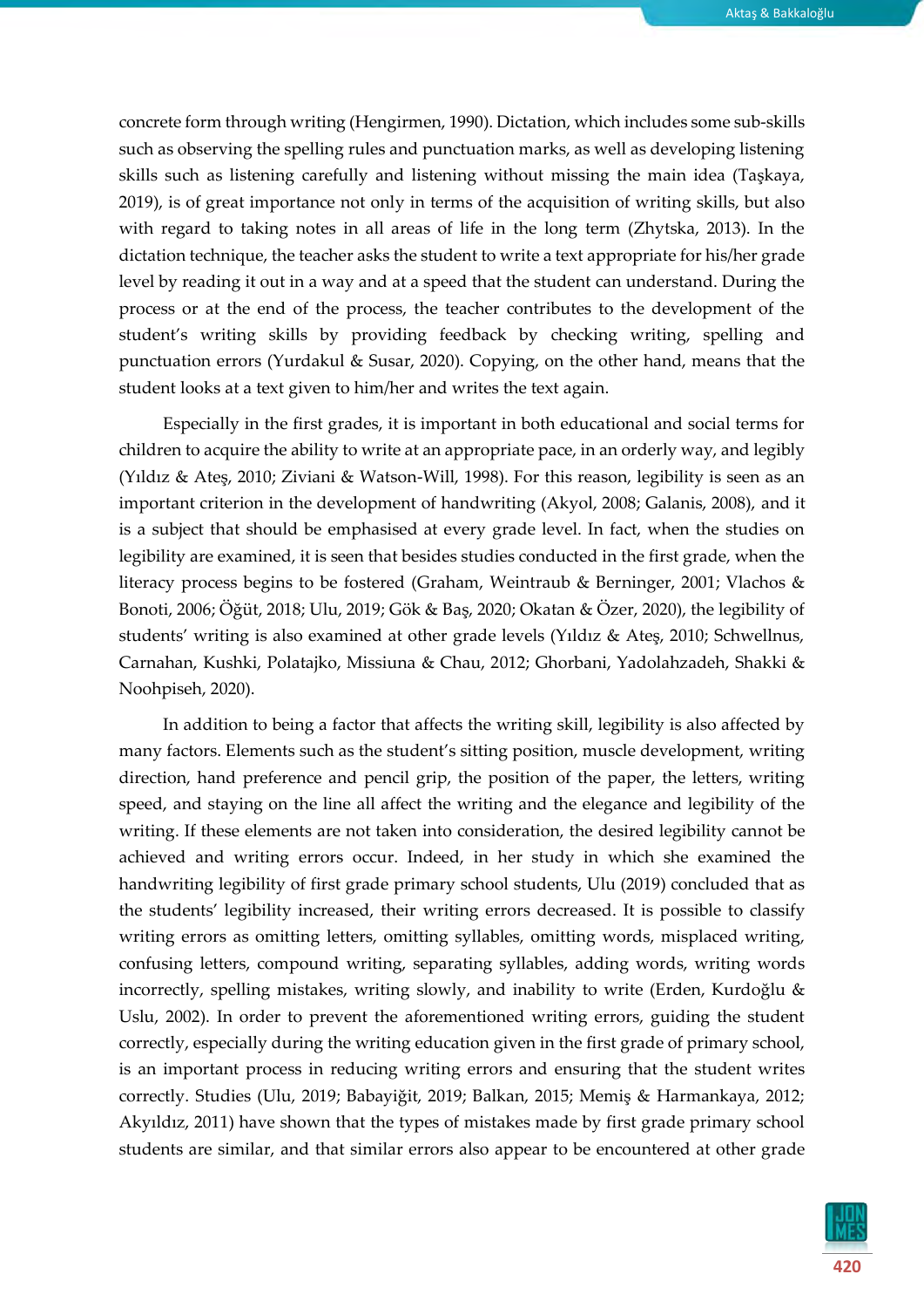concrete form through writing (Hengirmen, 1990). Dictation, which includes some sub-skills such as observing the spelling rules and punctuation marks, as well as developing listening skills such as listening carefully and listening without missing the main idea (Taşkaya, 2019), is of great importance not only in terms of the acquisition of writing skills, but also with regard to taking notes in all areas of life in the long term (Zhytska, 2013). In the dictation technique, the teacher asks the student to write a text appropriate for his/her grade level by reading it out in a way and at a speed that the student can understand. During the process or at the end of the process, the teacher contributes to the development of the student's writing skills by providing feedback by checking writing, spelling and punctuation errors (Yurdakul & Susar, 2020). Copying, on the other hand, means that the student looks at a text given to him/her and writes the text again.

Especially in the first grades, it is important in both educational and social terms for children to acquire the ability to write at an appropriate pace, in an orderly way, and legibly (Yıldız & Ateş, 2010; Ziviani & Watson-Will, 1998). For this reason, legibility is seen as an important criterion in the development of handwriting (Akyol, 2008; Galanis, 2008), and it is a subject that should be emphasised at every grade level. In fact, when the studies on legibility are examined, it is seen that besides studies conducted in the first grade, when the literacy process begins to be fostered (Graham, Weintraub & Berninger, 2001; Vlachos & Bonoti, 2006; Öğüt, 2018; Ulu, 2019; Gök & Baş, 2020; Okatan & Özer, 2020), the legibility of students' writing is also examined at other grade levels (Yıldız & Ateş, 2010; Schwellnus, Carnahan, Kushki, Polatajko, Missiuna & Chau, 2012; Ghorbani, Yadolahzadeh, Shakki & Noohpiseh, 2020).

In addition to being a factor that affects the writing skill, legibility is also affected by many factors. Elements such as the student's sitting position, muscle development, writing direction, hand preference and pencil grip, the position of the paper, the letters, writing speed, and staying on the line all affect the writing and the elegance and legibility of the writing. If these elements are not taken into consideration, the desired legibility cannot be achieved and writing errors occur. Indeed, in her study in which she examined the handwriting legibility of first grade primary school students, Ulu (2019) concluded that as the students' legibility increased, their writing errors decreased. It is possible to classify writing errors as omitting letters, omitting syllables, omitting words, misplaced writing, confusing letters, compound writing, separating syllables, adding words, writing words incorrectly, spelling mistakes, writing slowly, and inability to write (Erden, Kurdoğlu & Uslu, 2002). In order to prevent the aforementioned writing errors, guiding the student correctly, especially during the writing education given in the first grade of primary school, is an important process in reducing writing errors and ensuring that the student writes correctly. Studies (Ulu, 2019; Babayiğit, 2019; Balkan, 2015; Memiş & Harmankaya, 2012; Akyıldız, 2011) have shown that the types of mistakes made by first grade primary school students are similar, and that similar errors also appear to be encountered at other grade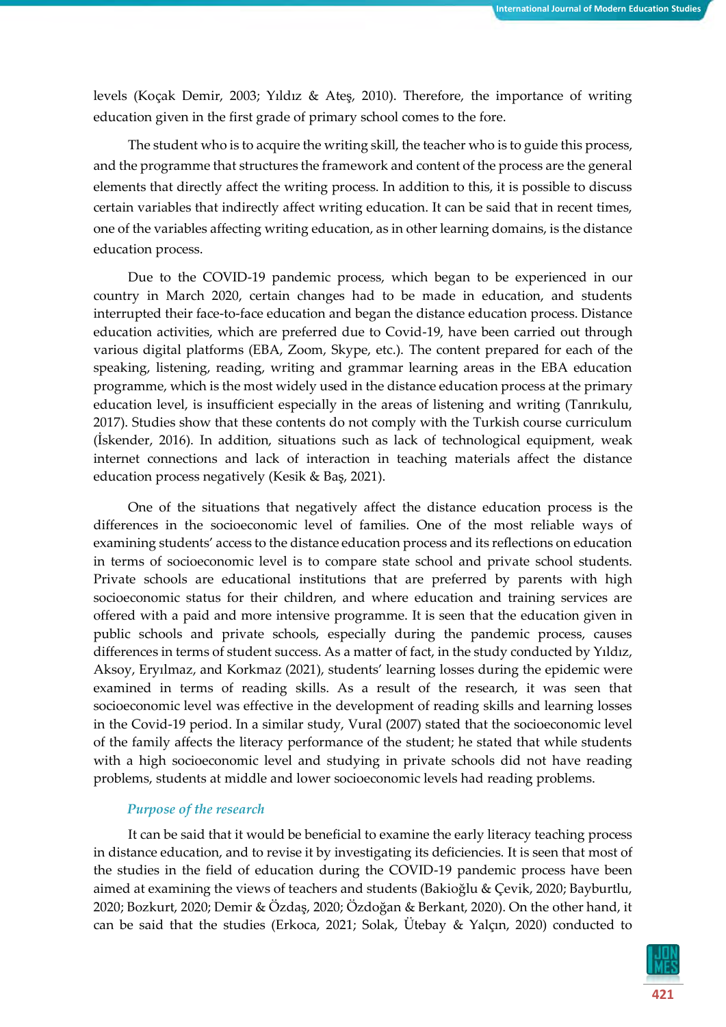levels (Koçak Demir, 2003; Yıldız & Ateş, 2010). Therefore, the importance of writing education given in the first grade of primary school comes to the fore.

The student who is to acquire the writing skill, the teacher who is to guide this process, and the programme that structures the framework and content of the process are the general elements that directly affect the writing process. In addition to this, it is possible to discuss certain variables that indirectly affect writing education. It can be said that in recent times, one of the variables affecting writing education, as in other learning domains, is the distance education process.

Due to the COVID-19 pandemic process, which began to be experienced in our country in March 2020, certain changes had to be made in education, and students interrupted their face-to-face education and began the distance education process. Distance education activities, which are preferred due to Covid-19, have been carried out through various digital platforms (EBA, Zoom, Skype, etc.). The content prepared for each of the speaking, listening, reading, writing and grammar learning areas in the EBA education programme, which is the most widely used in the distance education process at the primary education level, is insufficient especially in the areas of listening and writing (Tanrıkulu, 2017). Studies show that these contents do not comply with the Turkish course curriculum (İskender, 2016). In addition, situations such as lack of technological equipment, weak internet connections and lack of interaction in teaching materials affect the distance education process negatively (Kesik & Baş, 2021).

One of the situations that negatively affect the distance education process is the differences in the socioeconomic level of families. One of the most reliable ways of examining students' access to the distance education process and its reflections on education in terms of socioeconomic level is to compare state school and private school students. Private schools are educational institutions that are preferred by parents with high socioeconomic status for their children, and where education and training services are offered with a paid and more intensive programme. It is seen that the education given in public schools and private schools, especially during the pandemic process, causes differences in terms of student success. As a matter of fact, in the study conducted by Yıldız, Aksoy, Eryılmaz, and Korkmaz (2021), students' learning losses during the epidemic were examined in terms of reading skills. As a result of the research, it was seen that socioeconomic level was effective in the development of reading skills and learning losses in the Covid-19 period. In a similar study, Vural (2007) stated that the socioeconomic level of the family affects the literacy performance of the student; he stated that while students with a high socioeconomic level and studying in private schools did not have reading problems, students at middle and lower socioeconomic levels had reading problems.

### *Purpose of the research*

It can be said that it would be beneficial to examine the early literacy teaching process in distance education, and to revise it by investigating its deficiencies. It is seen that most of the studies in the field of education during the COVID-19 pandemic process have been aimed at examining the views of teachers and students (Bakioğlu & Çevik, 2020; Bayburtlu, 2020; Bozkurt, 2020; Demir & Özdaş, 2020; Özdoğan & Berkant, 2020). On the other hand, it can be said that the studies (Erkoca, 2021; Solak, Ütebay & Yalçın, 2020) conducted to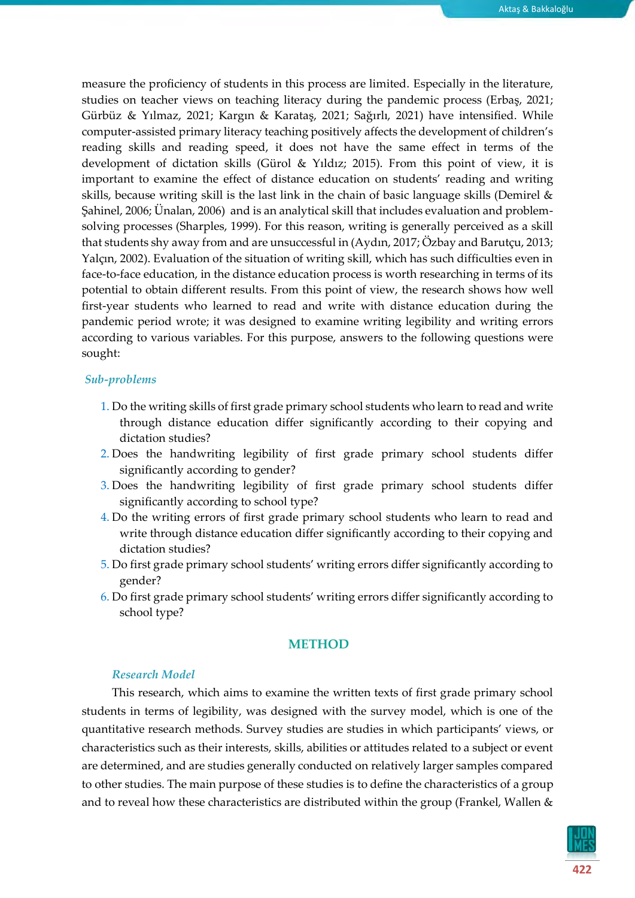measure the proficiency of students in this process are limited. Especially in the literature, studies on teacher views on teaching literacy during the pandemic process (Erbaş, 2021; Gürbüz & Yılmaz, 2021; Kargın & Karataş, 2021; Sağırlı, 2021) have intensified. While computer-assisted primary literacy teaching positively affects the development of children's reading skills and reading speed, it does not have the same effect in terms of the development of dictation skills (Gürol & Yıldız; 2015). From this point of view, it is important to examine the effect of distance education on students' reading and writing skills, because writing skill is the last link in the chain of basic language skills (Demirel & Şahinel, 2006; Ünalan, 2006) and is an analytical skill that includes evaluation and problem-solving processes (Sharples, 1999). For this reason, writing is generally perceived as a skill that students shy away from and are unsuccessful in (Aydın, 2017; Özbay and Barutçu, 2013; Yalçın, 2002). Evaluation of the situation of writing skill, which has such difficulties even in face-to-face education, in the distance education process is worth researching in terms of its potential to obtain different results. From this point of view, the research shows how well first-year students who learned to read and write with distance education during the pandemic period wrote; it was designed to examine writing legibility and writing errors according to various variables. For this purpose, answers to the following questions were sought:

### *Sub-problems*

1. Do the writing skills of first grade primary school students who learn to read and write through distance education differ significantly according to their copying and dictation studies?
2. Does the handwriting legibility of first grade primary school students differ significantly according to gender?
3. Does the handwriting legibility of first grade primary school students differ significantly according to school type?
4. Do the writing errors of first grade primary school students who learn to read and write through distance education differ significantly according to their copying and dictation studies?
5. Do first grade primary school students' writing errors differ significantly according to gender?
6. Do first grade primary school students' writing errors differ significantly according to school type?

## METHOD

### *Research Model*

This research, which aims to examine the written texts of first grade primary school students in terms of legibility, was designed with the survey model, which is one of the quantitative research methods. Survey studies are studies in which participants' views, or characteristics such as their interests, skills, abilities or attitudes related to a subject or event are determined, and are studies generally conducted on relatively larger samples compared to other studies. The main purpose of these studies is to define the characteristics of a group and to reveal how these characteristics are distributed within the group (Frankel, Wallen &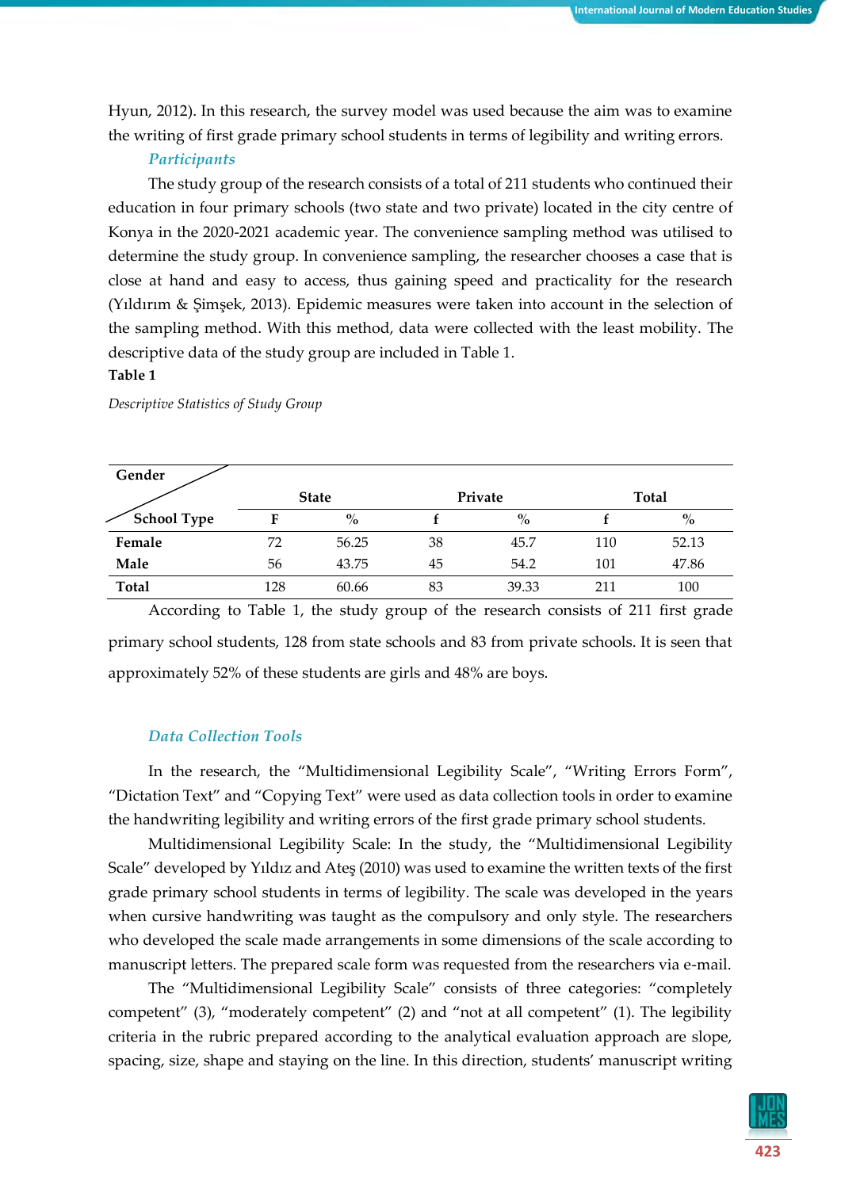Hyun, 2012). In this research, the survey model was used because the aim was to examine the writing of first grade primary school students in terms of legibility and writing errors.

### *Participants*

The study group of the research consists of a total of 211 students who continued their education in four primary schools (two state and two private) located in the city centre of Konya in the 2020-2021 academic year. The convenience sampling method was utilised to determine the study group. In convenience sampling, the researcher chooses a case that is close at hand and easy to access, thus gaining speed and practicality for the research (Yıldırım & Şimşek, 2013). Epidemic measures were taken into account in the selection of the sampling method. With this method, data were collected with the least mobility. The descriptive data of the study group are included in Table 1.

**Table 1**

*Descriptive Statistics of Study Group*

| Gender / School Type | State | | Private | | Total | |
|---|---|---|---|---|---|---|
| | F | % | f | % | f | % |
| **Female** | 72 | 56.25 | 38 | 45.7 | 110 | 52.13 |
| **Male** | 56 | 43.75 | 45 | 54.2 | 101 | 47.86 |
| **Total** | 128 | 60.66 | 83 | 39.33 | 211 | 100 |

According to Table 1, the study group of the research consists of 211 first grade primary school students, 128 from state schools and 83 from private schools. It is seen that approximately 52% of these students are girls and 48% are boys.

### *Data Collection Tools*

In the research, the "Multidimensional Legibility Scale", "Writing Errors Form", "Dictation Text" and "Copying Text" were used as data collection tools in order to examine the handwriting legibility and writing errors of the first grade primary school students.

Multidimensional Legibility Scale: In the study, the "Multidimensional Legibility Scale" developed by Yıldız and Ateş (2010) was used to examine the written texts of the first grade primary school students in terms of legibility. The scale was developed in the years when cursive handwriting was taught as the compulsory and only style. The researchers who developed the scale made arrangements in some dimensions of the scale according to manuscript letters. The prepared scale form was requested from the researchers via e-mail.

The "Multidimensional Legibility Scale" consists of three categories: "completely competent" (3), "moderately competent" (2) and "not at all competent" (1). The legibility criteria in the rubric prepared according to the analytical evaluation approach are slope, spacing, size, shape and staying on the line. In this direction, students' manuscript writing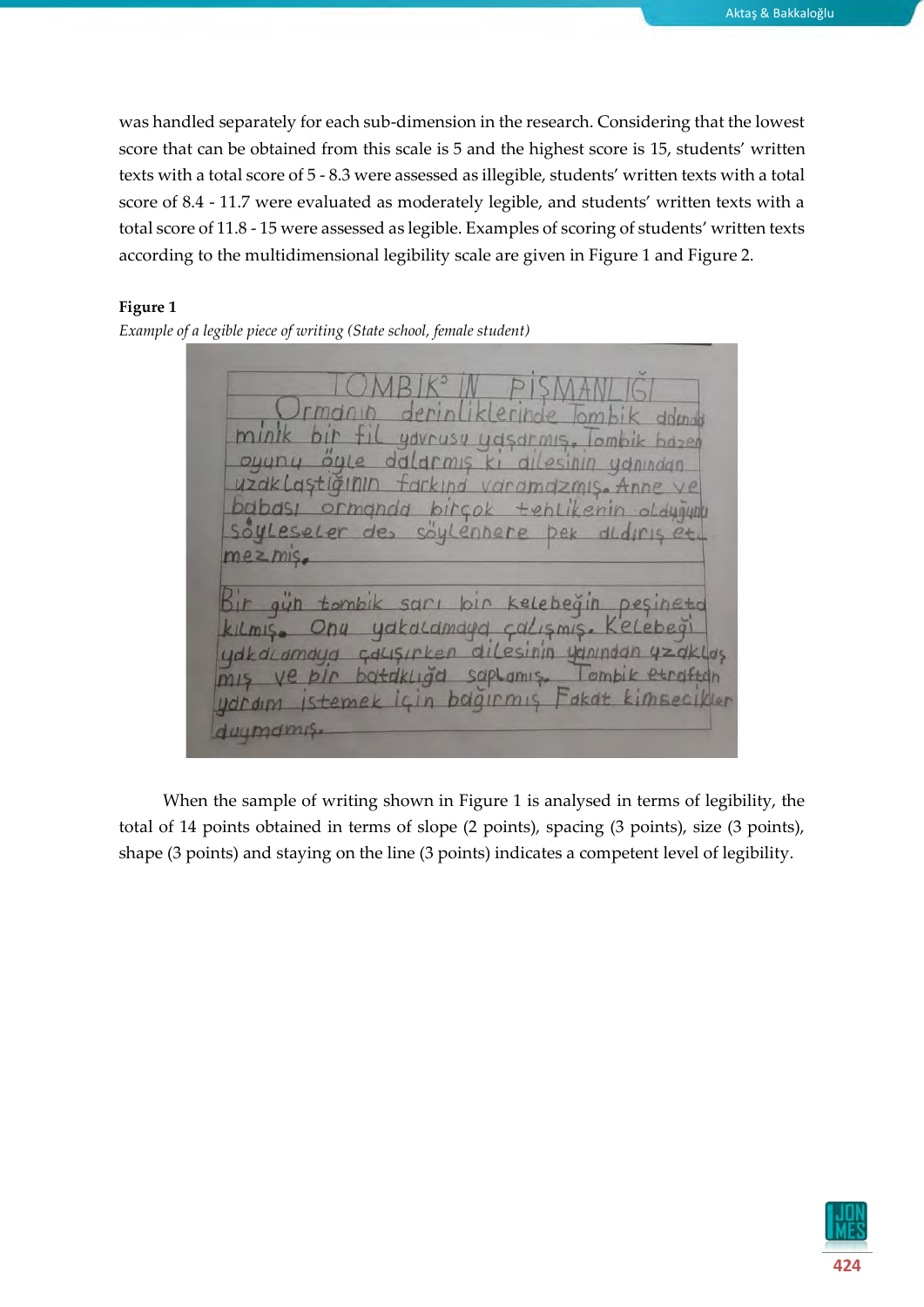was handled separately for each sub-dimension in the research. Considering that the lowest score that can be obtained from this scale is 5 and the highest score is 15, students' written texts with a total score of 5 - 8.3 were assessed as illegible, students' written texts with a total score of 8.4 - 11.7 were evaluated as moderately legible, and students' written texts with a total score of 11.8 - 15 were assessed as legible. Examples of scoring of students' written texts according to the multidimensional legibility scale are given in Figure 1 and Figure 2.

**Figure 1**

*Example of a legible piece of writing (State school, female student)*

When the sample of writing shown in Figure 1 is analysed in terms of legibility, the total of 14 points obtained in terms of slope (2 points), spacing (3 points), size (3 points), shape (3 points) and staying on the line (3 points) indicates a competent level of legibility.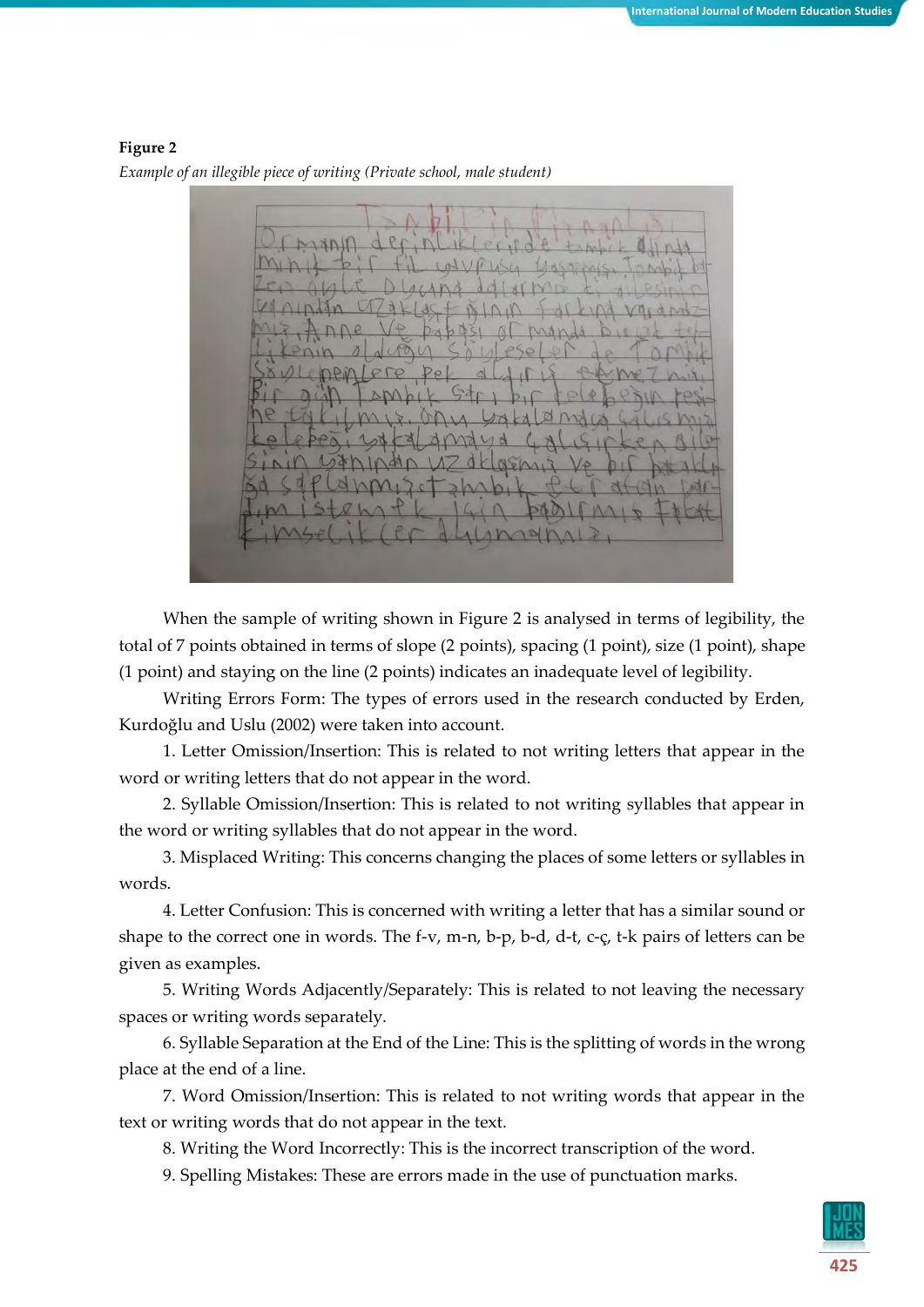**Figure 2**

*Example of an illegible piece of writing (Private school, male student)*

When the sample of writing shown in Figure 2 is analysed in terms of legibility, the total of 7 points obtained in terms of slope (2 points), spacing (1 point), size (1 point), shape (1 point) and staying on the line (2 points) indicates an inadequate level of legibility.

Writing Errors Form: The types of errors used in the research conducted by Erden, Kurdoğlu and Uslu (2002) were taken into account.

1. Letter Omission/Insertion: This is related to not writing letters that appear in the word or writing letters that do not appear in the word.

2. Syllable Omission/Insertion: This is related to not writing syllables that appear in the word or writing syllables that do not appear in the word.

3. Misplaced Writing: This concerns changing the places of some letters or syllables in words.

4. Letter Confusion: This is concerned with writing a letter that has a similar sound or shape to the correct one in words. The f-v, m-n, b-p, b-d, d-t, c-ç, t-k pairs of letters can be given as examples.

5. Writing Words Adjacently/Separately: This is related to not leaving the necessary spaces or writing words separately.

6. Syllable Separation at the End of the Line: This is the splitting of words in the wrong place at the end of a line.

7. Word Omission/Insertion: This is related to not writing words that appear in the text or writing words that do not appear in the text.

8. Writing the Word Incorrectly: This is the incorrect transcription of the word.

9. Spelling Mistakes: These are errors made in the use of punctuation marks.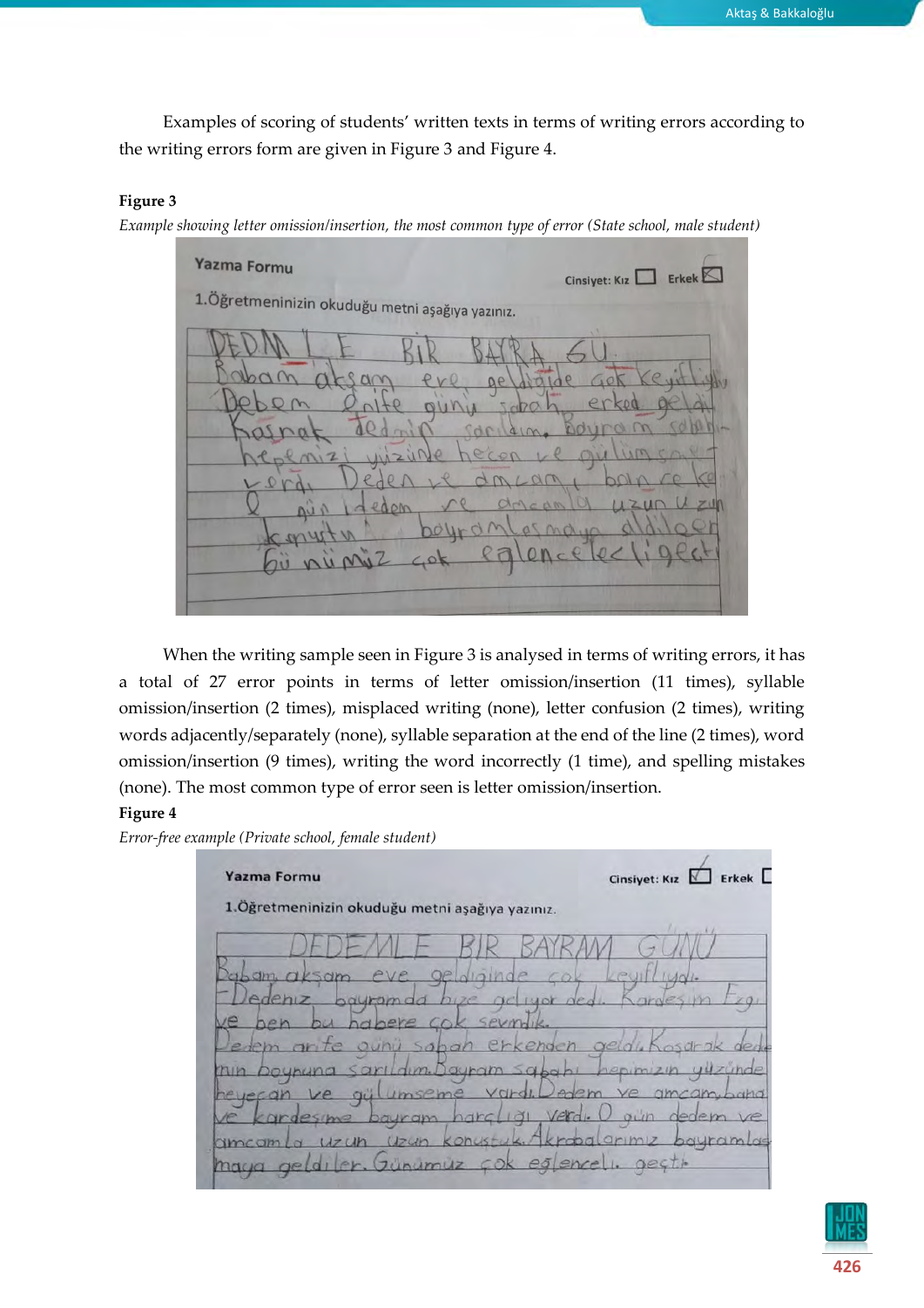Examples of scoring of students' written texts in terms of writing errors according to the writing errors form are given in Figure 3 and Figure 4.

**Figure 3**

*Example showing letter omission/insertion, the most common type of error (State school, male student)*

When the writing sample seen in Figure 3 is analysed in terms of writing errors, it has a total of 27 error points in terms of letter omission/insertion (11 times), syllable omission/insertion (2 times), misplaced writing (none), letter confusion (2 times), writing words adjacently/separately (none), syllable separation at the end of the line (2 times), word omission/insertion (9 times), writing the word incorrectly (1 time), and spelling mistakes (none). The most common type of error seen is letter omission/insertion.

**Figure 4**

*Error-free example (Private school, female student)*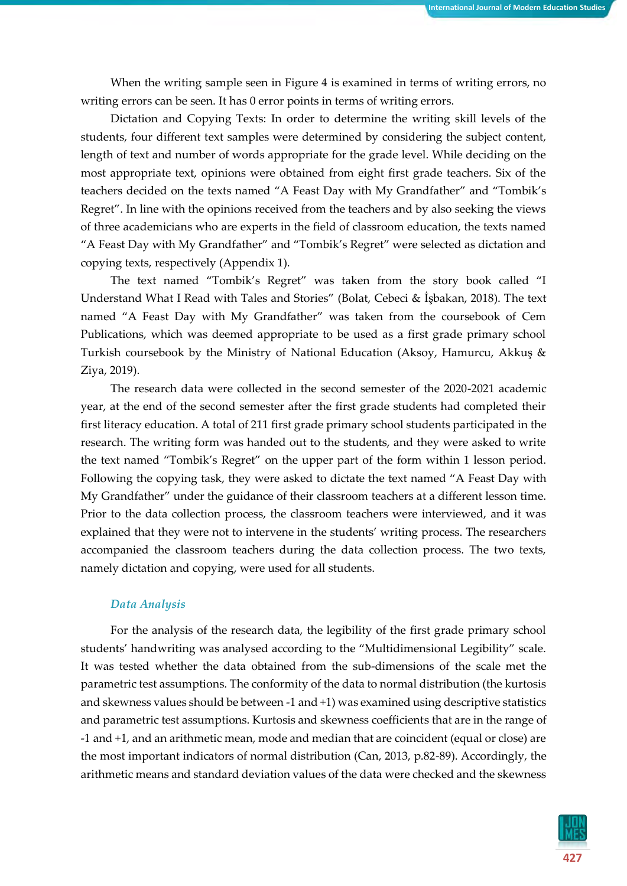When the writing sample seen in Figure 4 is examined in terms of writing errors, no writing errors can be seen. It has 0 error points in terms of writing errors.

Dictation and Copying Texts: In order to determine the writing skill levels of the students, four different text samples were determined by considering the subject content, length of text and number of words appropriate for the grade level. While deciding on the most appropriate text, opinions were obtained from eight first grade teachers. Six of the teachers decided on the texts named "A Feast Day with My Grandfather" and "Tombik's Regret". In line with the opinions received from the teachers and by also seeking the views of three academicians who are experts in the field of classroom education, the texts named "A Feast Day with My Grandfather" and "Tombik's Regret" were selected as dictation and copying texts, respectively (Appendix 1).

The text named "Tombik's Regret" was taken from the story book called "I Understand What I Read with Tales and Stories" (Bolat, Cebeci & İşbakan, 2018). The text named "A Feast Day with My Grandfather" was taken from the coursebook of Cem Publications, which was deemed appropriate to be used as a first grade primary school Turkish coursebook by the Ministry of National Education (Aksoy, Hamurcu, Akkuş & Ziya, 2019).

The research data were collected in the second semester of the 2020-2021 academic year, at the end of the second semester after the first grade students had completed their first literacy education. A total of 211 first grade primary school students participated in the research. The writing form was handed out to the students, and they were asked to write the text named "Tombik's Regret" on the upper part of the form within 1 lesson period. Following the copying task, they were asked to dictate the text named "A Feast Day with My Grandfather" under the guidance of their classroom teachers at a different lesson time. Prior to the data collection process, the classroom teachers were interviewed, and it was explained that they were not to intervene in the students' writing process. The researchers accompanied the classroom teachers during the data collection process. The two texts, namely dictation and copying, were used for all students.

### *Data Analysis*

For the analysis of the research data, the legibility of the first grade primary school students' handwriting was analysed according to the "Multidimensional Legibility" scale. It was tested whether the data obtained from the sub-dimensions of the scale met the parametric test assumptions. The conformity of the data to normal distribution (the kurtosis and skewness values should be between -1 and +1) was examined using descriptive statistics and parametric test assumptions. Kurtosis and skewness coefficients that are in the range of -1 and +1, and an arithmetic mean, mode and median that are coincident (equal or close) are the most important indicators of normal distribution (Can, 2013, p.82-89). Accordingly, the arithmetic means and standard deviation values of the data were checked and the skewness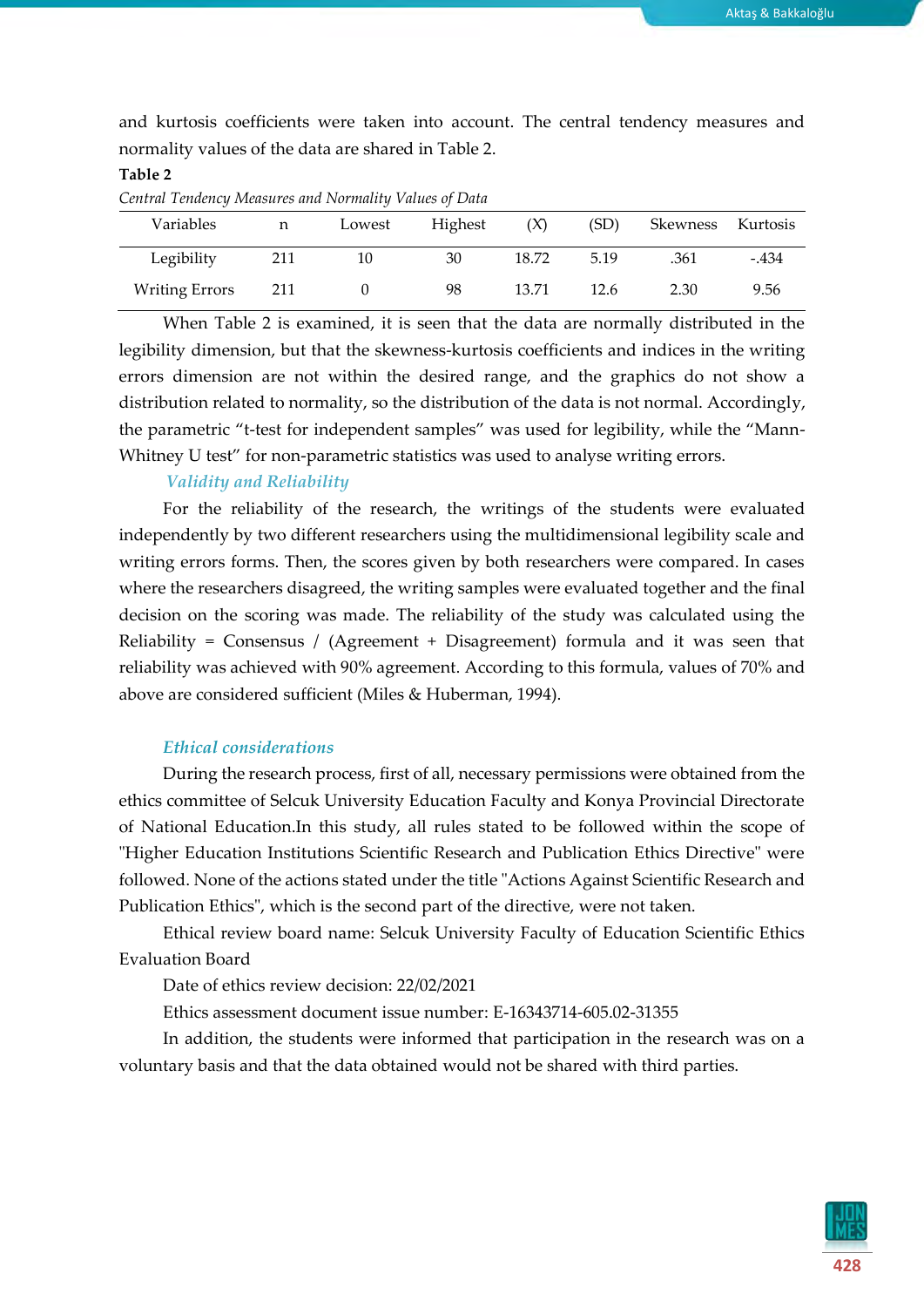and kurtosis coefficients were taken into account. The central tendency measures and normality values of the data are shared in Table 2.

**Table 2**

*Central Tendency Measures and Normality Values of Data*

| Variables | n | Lowest | Highest | (X) | (SD) | Skewness | Kurtosis |
|---|---|---|---|---|---|---|---|
| Legibility | 211 | 10 | 30 | 18.72 | 5.19 | .361 | -.434 |
| Writing Errors | 211 | 0 | 98 | 13.71 | 12.6 | 2.30 | 9.56 |

When Table 2 is examined, it is seen that the data are normally distributed in the legibility dimension, but that the skewness-kurtosis coefficients and indices in the writing errors dimension are not within the desired range, and the graphics do not show a distribution related to normality, so the distribution of the data is not normal. Accordingly, the parametric "t-test for independent samples" was used for legibility, while the "Mann-Whitney U test" for non-parametric statistics was used to analyse writing errors.

### *Validity and Reliability*

For the reliability of the research, the writings of the students were evaluated independently by two different researchers using the multidimensional legibility scale and writing errors forms. Then, the scores given by both researchers were compared. In cases where the researchers disagreed, the writing samples were evaluated together and the final decision on the scoring was made. The reliability of the study was calculated using the Reliability = Consensus / (Agreement + Disagreement) formula and it was seen that reliability was achieved with 90% agreement. According to this formula, values of 70% and above are considered sufficient (Miles & Huberman, 1994).

### *Ethical considerations*

During the research process, first of all, necessary permissions were obtained from the ethics committee of Selcuk University Education Faculty and Konya Provincial Directorate of National Education.In this study, all rules stated to be followed within the scope of "Higher Education Institutions Scientific Research and Publication Ethics Directive" were followed. None of the actions stated under the title "Actions Against Scientific Research and Publication Ethics", which is the second part of the directive, were not taken.

Ethical review board name: Selcuk University Faculty of Education Scientific Ethics Evaluation Board

Date of ethics review decision: 22/02/2021

Ethics assessment document issue number: E-16343714-605.02-31355

In addition, the students were informed that participation in the research was on a voluntary basis and that the data obtained would not be shared with third parties.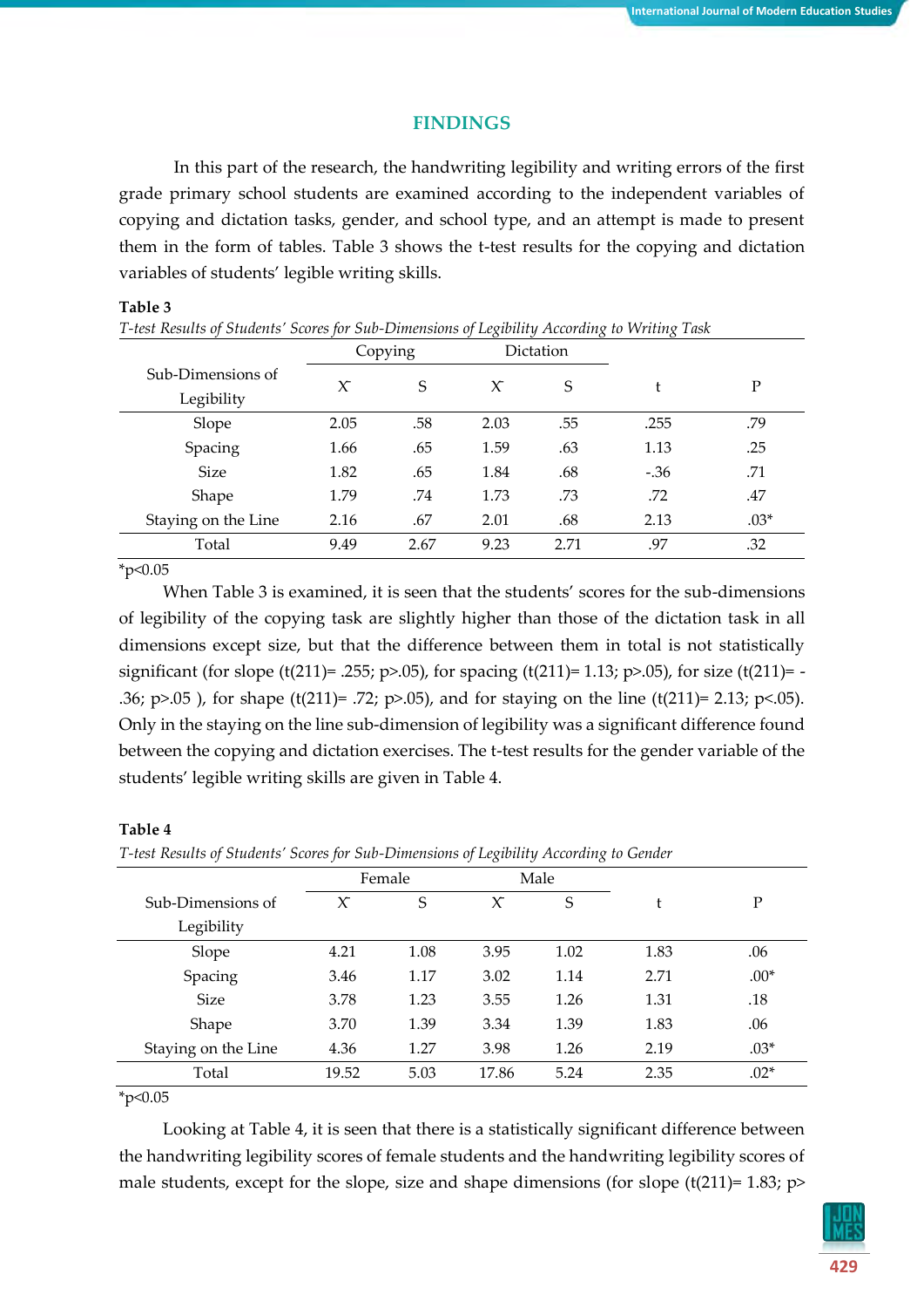## FINDINGS

In this part of the research, the handwriting legibility and writing errors of the first grade primary school students are examined according to the independent variables of copying and dictation tasks, gender, and school type, and an attempt is made to present them in the form of tables. Table 3 shows the t-test results for the copying and dictation variables of students' legible writing skills.

**Table 3**

*T-test Results of Students' Scores for Sub-Dimensions of Legibility According to Writing Task*

| Sub-Dimensions of Legibility | Copying | | Dictation | | t | P |
|---|---|---|---|---|---|---|
| | $\bar{X}$ | S | $\bar{X}$ | S | | |
| Slope | 2.05 | .58 | 2.03 | .55 | .255 | .79 |
| Spacing | 1.66 | .65 | 1.59 | .63 | 1.13 | .25 |
| Size | 1.82 | .65 | 1.84 | .68 | -.36 | .71 |
| Shape | 1.79 | .74 | 1.73 | .73 | .72 | .47 |
| Staying on the Line | 2.16 | .67 | 2.01 | .68 | 2.13 | .03* |
| Total | 9.49 | 2.67 | 9.23 | 2.71 | .97 | .32 |

*p<0.05

When Table 3 is examined, it is seen that the students' scores for the sub-dimensions of legibility of the copying task are slightly higher than those of the dictation task in all dimensions except size, but that the difference between them in total is not statistically significant (for slope ($t(211)= .255$; $p>.05$), for spacing ($t(211)= 1.13$; $p>.05$), for size ($t(211)= -.36$; $p>.05$ ), for shape ($t(211)= .72$; $p>.05$), and for staying on the line ($t(211)= 2.13$; $p<.05$). Only in the staying on the line sub-dimension of legibility was a significant difference found between the copying and dictation exercises. The t-test results for the gender variable of the students' legible writing skills are given in Table 4.

**Table 4**

*T-test Results of Students' Scores for Sub-Dimensions of Legibility According to Gender*

| Sub-Dimensions of Legibility | Female | | Male | | t | P |
|---|---|---|---|---|---|---|
| | $\bar{X}$ | S | $\bar{X}$ | S | | |
| Slope | 4.21 | 1.08 | 3.95 | 1.02 | 1.83 | .06 |
| Spacing | 3.46 | 1.17 | 3.02 | 1.14 | 2.71 | .00* |
| Size | 3.78 | 1.23 | 3.55 | 1.26 | 1.31 | .18 |
| Shape | 3.70 | 1.39 | 3.34 | 1.39 | 1.83 | .06 |
| Staying on the Line | 4.36 | 1.27 | 3.98 | 1.26 | 2.19 | .03* |
| Total | 19.52 | 5.03 | 17.86 | 5.24 | 2.35 | .02* |

*p<0.05

Looking at Table 4, it is seen that there is a statistically significant difference between the handwriting legibility scores of female students and the handwriting legibility scores of male students, except for the slope, size and shape dimensions (for slope ($t(211)= 1.83$; p>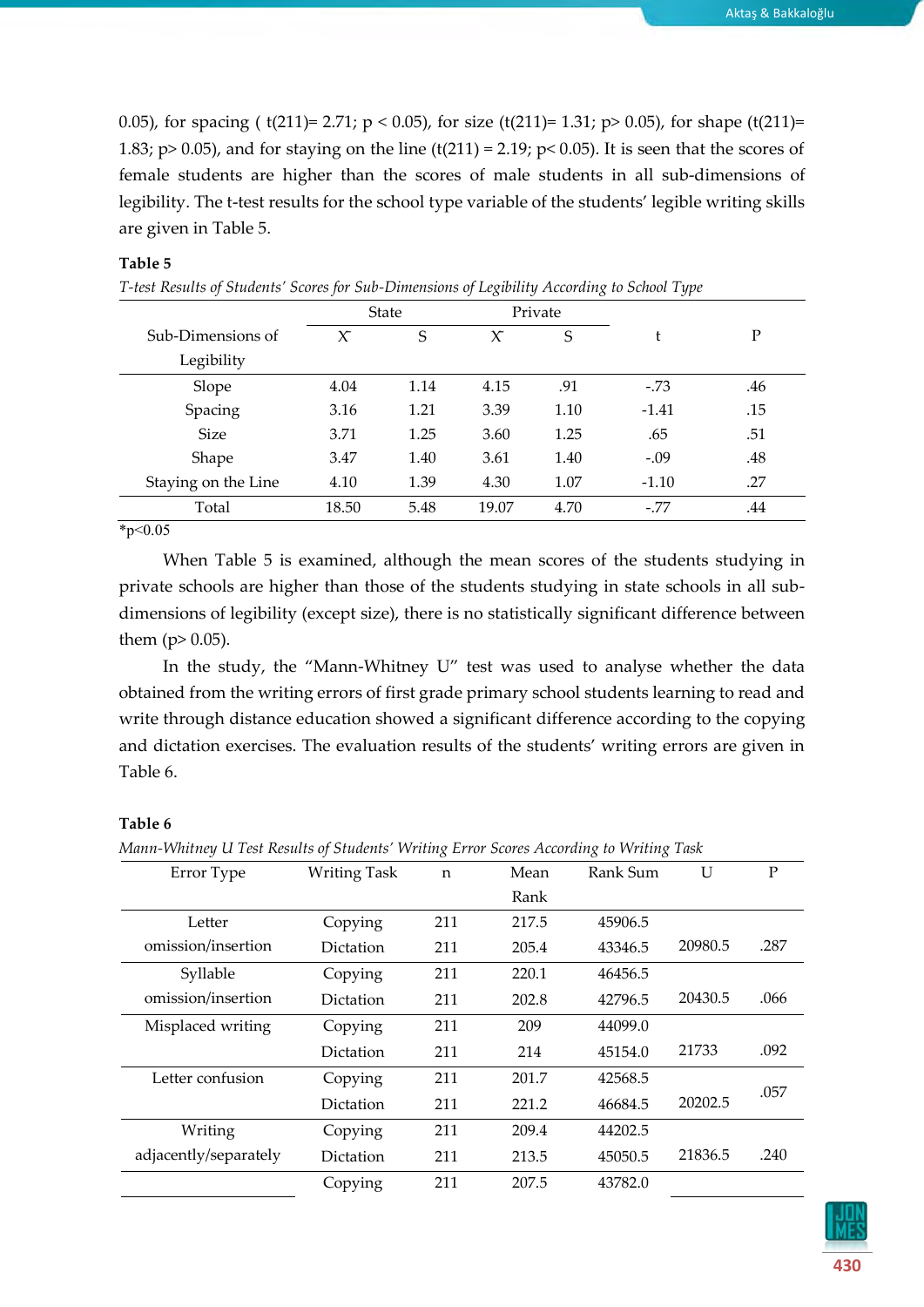0.05), for spacing ( $t(211)= 2.71$; $p < 0.05$), for size ($t(211)= 1.31$; $p> 0.05$), for shape ($t(211)= 1.83$; $p> 0.05$), and for staying on the line ($t(211) = 2.19$; $p< 0.05$). It is seen that the scores of female students are higher than the scores of male students in all sub-dimensions of legibility. The t-test results for the school type variable of the students' legible writing skills are given in Table 5.

**Table 5**

*T-test Results of Students' Scores for Sub-Dimensions of Legibility According to School Type*

| Sub-Dimensions of Legibility | State | | Private | | t | P |
|---|---|---|---|---|---|---|
| | $\bar{X}$ | S | $\bar{X}$ | S | | |
| Slope | 4.04 | 1.14 | 4.15 | .91 | -.73 | .46 |
| Spacing | 3.16 | 1.21 | 3.39 | 1.10 | -1.41 | .15 |
| Size | 3.71 | 1.25 | 3.60 | 1.25 | .65 | .51 |
| Shape | 3.47 | 1.40 | 3.61 | 1.40 | -.09 | .48 |
| Staying on the Line | 4.10 | 1.39 | 4.30 | 1.07 | -1.10 | .27 |
| Total | 18.50 | 5.48 | 19.07 | 4.70 | -.77 | .44 |

*p<0.05

When Table 5 is examined, although the mean scores of the students studying in private schools are higher than those of the students studying in state schools in all sub-dimensions of legibility (except size), there is no statistically significant difference between them ($p> 0.05$).

In the study, the "Mann-Whitney U" test was used to analyse whether the data obtained from the writing errors of first grade primary school students learning to read and write through distance education showed a significant difference according to the copying and dictation exercises. The evaluation results of the students' writing errors are given in Table 6.

**Table 6**

*Mann-Whitney U Test Results of Students' Writing Error Scores According to Writing Task*

| Error Type | Writing Task | n | Mean Rank | Rank Sum | U | P |
|---|---|---|---|---|---|---|
| Letter omission/insertion | Copying | 211 | 217.5 | 45906.5 | 20980.5 | .287 |
| | Dictation | 211 | 205.4 | 43346.5 | | |
| Syllable omission/insertion | Copying | 211 | 220.1 | 46456.5 | 20430.5 | .066 |
| | Dictation | 211 | 202.8 | 42796.5 | | |
| Misplaced writing | Copying | 211 | 209 | 44099.0 | 21733 | .092 |
| | Dictation | 211 | 214 | 45154.0 | | |
| Letter confusion | Copying | 211 | 201.7 | 42568.5 | 20202.5 | .057 |
| | Dictation | 211 | 221.2 | 46684.5 | | |
| Writing adjacently/separately | Copying | 211 | 209.4 | 44202.5 | 21836.5 | .240 |
| | Dictation | 211 | 213.5 | 45050.5 | | |
| | Copying | 211 | 207.5 | 43782.0 | | |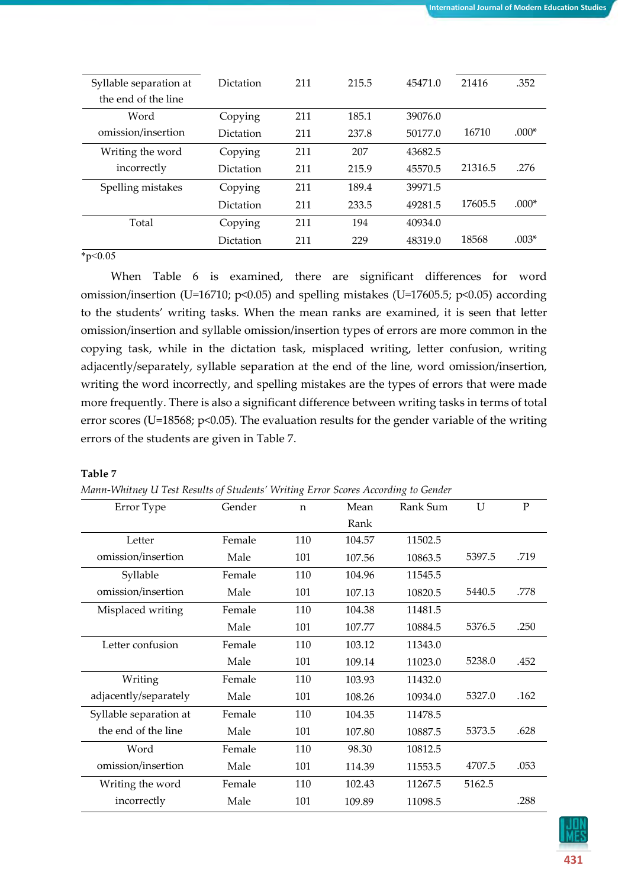| | | | | | | |
|---|---|---|---|---|---|---|
| Syllable separation at the end of the line | Dictation | 211 | 215.5 | 45471.0 | 21416 | .352 |
| Word omission/insertion | Copying | 211 | 185.1 | 39076.0 | | |
| | Dictation | 211 | 237.8 | 50177.0 | 16710 | .000* |
| Writing the word incorrectly | Copying | 211 | 207 | 43682.5 | | |
| | Dictation | 211 | 215.9 | 45570.5 | 21316.5 | .276 |
| Spelling mistakes | Copying | 211 | 189.4 | 39971.5 | | |
| | Dictation | 211 | 233.5 | 49281.5 | 17605.5 | .000* |
| Total | Copying | 211 | 194 | 40934.0 | | |
| | Dictation | 211 | 229 | 48319.0 | 18568 | .003* |

*p<0.05

When Table 6 is examined, there are significant differences for word omission/insertion (U=16710; $p<0.05$) and spelling mistakes (U=17605.5; $p<0.05$) according to the students' writing tasks. When the mean ranks are examined, it is seen that letter omission/insertion and syllable omission/insertion types of errors are more common in the copying task, while in the dictation task, misplaced writing, letter confusion, writing adjacently/separately, syllable separation at the end of the line, word omission/insertion, writing the word incorrectly, and spelling mistakes are the types of errors that were made more frequently. There is also a significant difference between writing tasks in terms of total error scores (U=18568; $p<0.05$). The evaluation results for the gender variable of the writing errors of the students are given in Table 7.

**Table 7**

*Mann-Whitney U Test Results of Students' Writing Error Scores According to Gender*

| Error Type | Gender | n | Mean Rank | Rank Sum | U | P |
|---|---|---|---|---|---|---|
| Letter omission/insertion | Female | 110 | 104.57 | 11502.5 | | |
| | Male | 101 | 107.56 | 10863.5 | 5397.5 | .719 |
| Syllable omission/insertion | Female | 110 | 104.96 | 11545.5 | | |
| | Male | 101 | 107.13 | 10820.5 | 5440.5 | .778 |
| Misplaced writing | Female | 110 | 104.38 | 11481.5 | | |
| | Male | 101 | 107.77 | 10884.5 | 5376.5 | .250 |
| Letter confusion | Female | 110 | 103.12 | 11343.0 | | |
| | Male | 101 | 109.14 | 11023.0 | 5238.0 | .452 |
| Writing adjacently/separately | Female | 110 | 103.93 | 11432.0 | | |
| | Male | 101 | 108.26 | 10934.0 | 5327.0 | .162 |
| Syllable separation at the end of the line | Female | 110 | 104.35 | 11478.5 | | |
| | Male | 101 | 107.80 | 10887.5 | 5373.5 | .628 |
| Word omission/insertion | Female | 110 | 98.30 | 10812.5 | | |
| | Male | 101 | 114.39 | 11553.5 | 4707.5 | .053 |
| Writing the word incorrectly | Female | 110 | 102.43 | 11267.5 | 5162.5 | |
| | Male | 101 | 109.89 | 11098.5 | | .288 |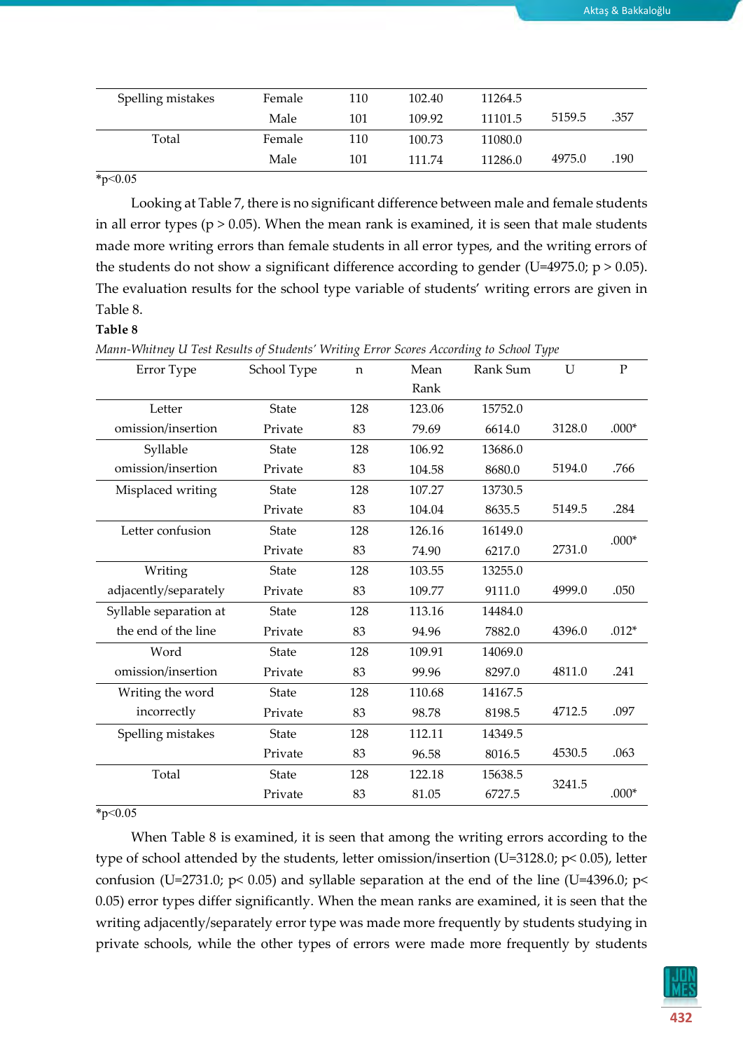| Spelling mistakes | Female | 110 | 102.40 | 11264.5 | | |
|---|---|---|---|---|---|---|
| | Male | 101 | 109.92 | 11101.5 | 5159.5 | .357 |
| Total | Female | 110 | 100.73 | 11080.0 | | |
| | Male | 101 | 111.74 | 11286.0 | 4975.0 | .190 |

*p<0.05

Looking at Table 7, there is no significant difference between male and female students in all error types (p > 0.05). When the mean rank is examined, it is seen that male students made more writing errors than female students in all error types, and the writing errors of the students do not show a significant difference according to gender (U=4975.0; p > 0.05). The evaluation results for the school type variable of students' writing errors are given in Table 8.

**Table 8**

*Mann-Whitney U Test Results of Students' Writing Error Scores According to School Type*

| Error Type | School Type | n | Mean Rank | Rank Sum | U | P |
|---|---|---|---|---|---|---|
| Letter omission/insertion | State | 128 | 123.06 | 15752.0 | | |
| | Private | 83 | 79.69 | 6614.0 | 3128.0 | .000* |
| Syllable omission/insertion | State | 128 | 106.92 | 13686.0 | | |
| | Private | 83 | 104.58 | 8680.0 | 5194.0 | .766 |
| Misplaced writing | State | 128 | 107.27 | 13730.5 | | |
| | Private | 83 | 104.04 | 8635.5 | 5149.5 | .284 |
| Letter confusion | State | 128 | 126.16 | 16149.0 | | |
| | Private | 83 | 74.90 | 6217.0 | 2731.0 | .000* |
| Writing adjacently/separately | State | 128 | 103.55 | 13255.0 | | |
| | Private | 83 | 109.77 | 9111.0 | 4999.0 | .050 |
| Syllable separation at the end of the line | State | 128 | 113.16 | 14484.0 | | |
| | Private | 83 | 94.96 | 7882.0 | 4396.0 | .012* |
| Word omission/insertion | State | 128 | 109.91 | 14069.0 | | |
| | Private | 83 | 99.96 | 8297.0 | 4811.0 | .241 |
| Writing the word incorrectly | State | 128 | 110.68 | 14167.5 | | |
| | Private | 83 | 98.78 | 8198.5 | 4712.5 | .097 |
| Spelling mistakes | State | 128 | 112.11 | 14349.5 | | |
| | Private | 83 | 96.58 | 8016.5 | 4530.5 | .063 |
| Total | State | 128 | 122.18 | 15638.5 | | |
| | Private | 83 | 81.05 | 6727.5 | 3241.5 | .000* |

*p<0.05

When Table 8 is examined, it is seen that among the writing errors according to the type of school attended by the students, letter omission/insertion (U=3128.0; p< 0.05), letter confusion (U=2731.0; p< 0.05) and syllable separation at the end of the line (U=4396.0; p< 0.05) error types differ significantly. When the mean ranks are examined, it is seen that the writing adjacently/separately error type was made more frequently by students studying in private schools, while the other types of errors were made more frequently by students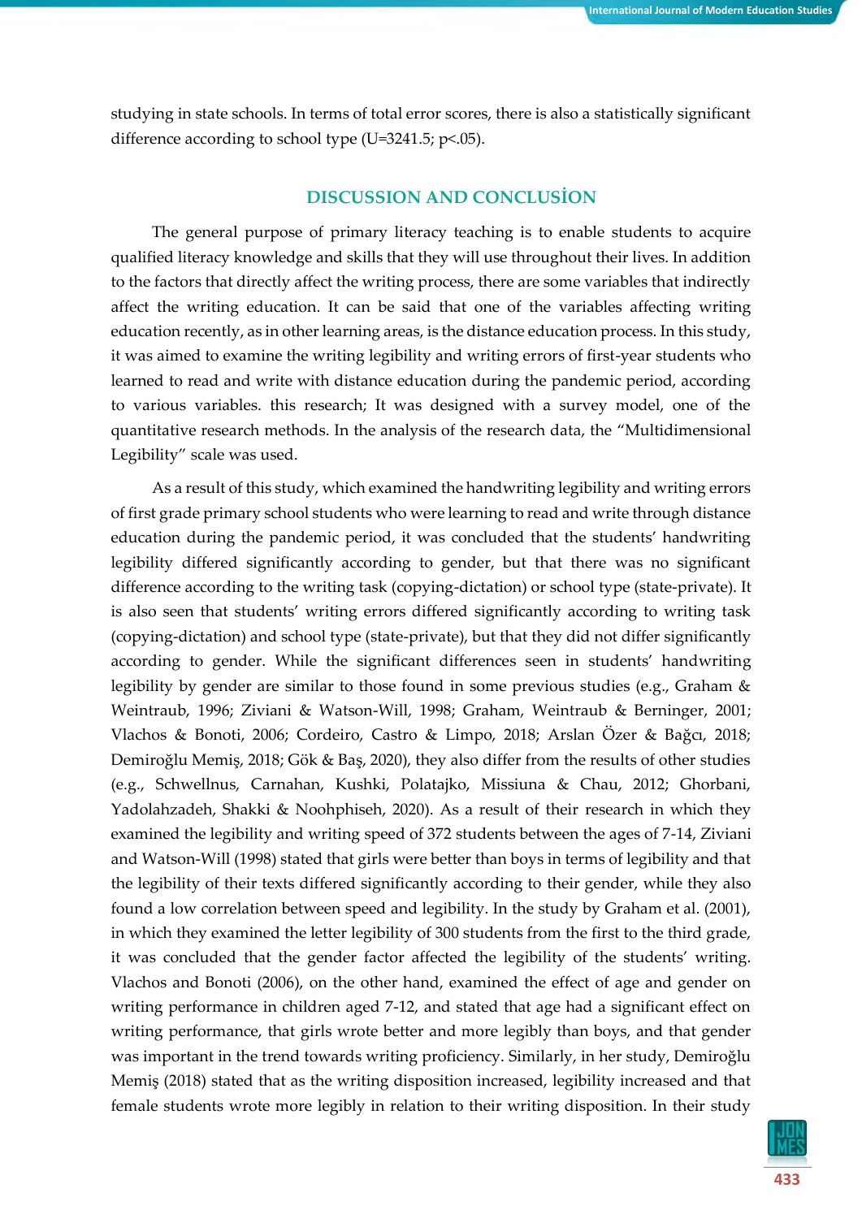studying in state schools. In terms of total error scores, there is also a statistically significant difference according to school type (U=3241.5; p<.05).

## DISCUSSION AND CONCLUSİON

The general purpose of primary literacy teaching is to enable students to acquire qualified literacy knowledge and skills that they will use throughout their lives. In addition to the factors that directly affect the writing process, there are some variables that indirectly affect the writing education. It can be said that one of the variables affecting writing education recently, as in other learning areas, is the distance education process. In this study, it was aimed to examine the writing legibility and writing errors of first-year students who learned to read and write with distance education during the pandemic period, according to various variables. this research; It was designed with a survey model, one of the quantitative research methods. In the analysis of the research data, the "Multidimensional Legibility" scale was used.

As a result of this study, which examined the handwriting legibility and writing errors of first grade primary school students who were learning to read and write through distance education during the pandemic period, it was concluded that the students' handwriting legibility differed significantly according to gender, but that there was no significant difference according to the writing task (copying-dictation) or school type (state-private). It is also seen that students' writing errors differed significantly according to writing task (copying-dictation) and school type (state-private), but that they did not differ significantly according to gender. While the significant differences seen in students' handwriting legibility by gender are similar to those found in some previous studies (e.g., Graham & Weintraub, 1996; Ziviani & Watson-Will, 1998; Graham, Weintraub & Berninger, 2001; Vlachos & Bonoti, 2006; Cordeiro, Castro & Limpo, 2018; Arslan Özer & Bağcı, 2018; Demiroğlu Memiş, 2018; Gök & Baş, 2020), they also differ from the results of other studies (e.g., Schwellnus, Carnahan, Kushki, Polatajko, Missiuna & Chau, 2012; Ghorbani, Yadolahzadeh, Shakki & Noohphiseh, 2020). As a result of their research in which they examined the legibility and writing speed of 372 students between the ages of 7-14, Ziviani and Watson-Will (1998) stated that girls were better than boys in terms of legibility and that the legibility of their texts differed significantly according to their gender, while they also found a low correlation between speed and legibility. In the study by Graham et al. (2001), in which they examined the letter legibility of 300 students from the first to the third grade, it was concluded that the gender factor affected the legibility of the students' writing. Vlachos and Bonoti (2006), on the other hand, examined the effect of age and gender on writing performance in children aged 7-12, and stated that age had a significant effect on writing performance, that girls wrote better and more legibly than boys, and that gender was important in the trend towards writing proficiency. Similarly, in her study, Demiroğlu Memiş (2018) stated that as the writing disposition increased, legibility increased and that female students wrote more legibly in relation to their writing disposition. In their study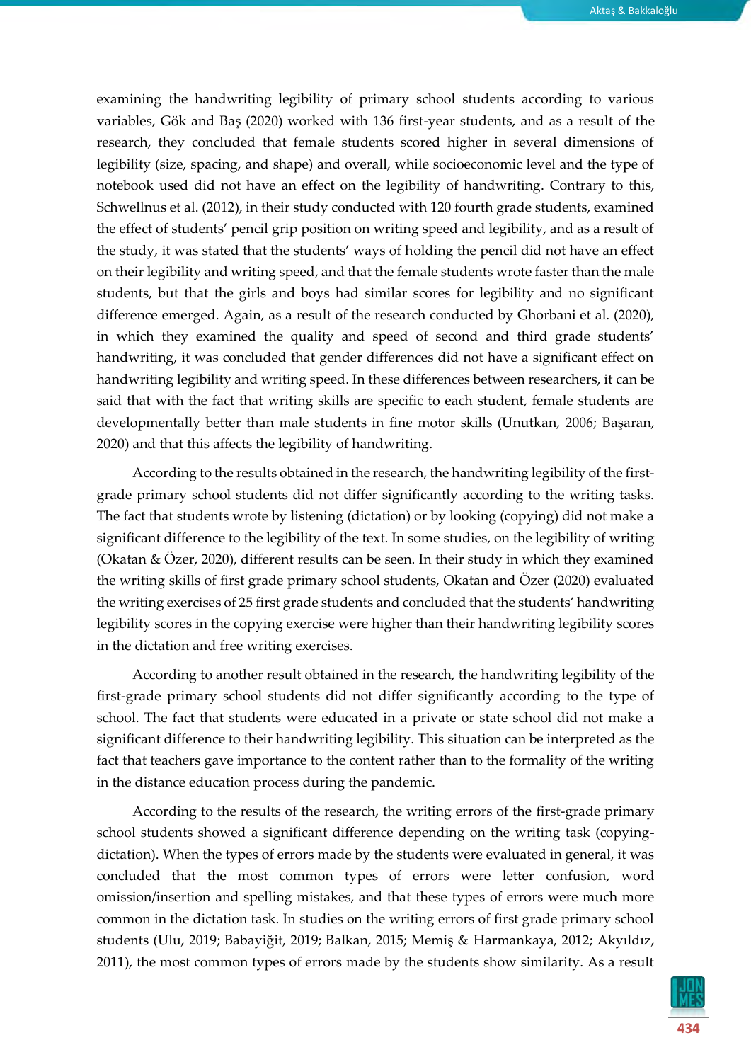examining the handwriting legibility of primary school students according to various variables, Gök and Baş (2020) worked with 136 first-year students, and as a result of the research, they concluded that female students scored higher in several dimensions of legibility (size, spacing, and shape) and overall, while socioeconomic level and the type of notebook used did not have an effect on the legibility of handwriting. Contrary to this, Schwellnus et al. (2012), in their study conducted with 120 fourth grade students, examined the effect of students' pencil grip position on writing speed and legibility, and as a result of the study, it was stated that the students' ways of holding the pencil did not have an effect on their legibility and writing speed, and that the female students wrote faster than the male students, but that the girls and boys had similar scores for legibility and no significant difference emerged. Again, as a result of the research conducted by Ghorbani et al. (2020), in which they examined the quality and speed of second and third grade students' handwriting, it was concluded that gender differences did not have a significant effect on handwriting legibility and writing speed. In these differences between researchers, it can be said that with the fact that writing skills are specific to each student, female students are developmentally better than male students in fine motor skills (Unutkan, 2006; Başaran, 2020) and that this affects the legibility of handwriting.

According to the results obtained in the research, the handwriting legibility of the first-grade primary school students did not differ significantly according to the writing tasks. The fact that students wrote by listening (dictation) or by looking (copying) did not make a significant difference to the legibility of the text. In some studies, on the legibility of writing (Okatan & Özer, 2020), different results can be seen. In their study in which they examined the writing skills of first grade primary school students, Okatan and Özer (2020) evaluated the writing exercises of 25 first grade students and concluded that the students' handwriting legibility scores in the copying exercise were higher than their handwriting legibility scores in the dictation and free writing exercises.

According to another result obtained in the research, the handwriting legibility of the first-grade primary school students did not differ significantly according to the type of school. The fact that students were educated in a private or state school did not make a significant difference to their handwriting legibility. This situation can be interpreted as the fact that teachers gave importance to the content rather than to the formality of the writing in the distance education process during the pandemic.

According to the results of the research, the writing errors of the first-grade primary school students showed a significant difference depending on the writing task (copying-dictation). When the types of errors made by the students were evaluated in general, it was concluded that the most common types of errors were letter confusion, word omission/insertion and spelling mistakes, and that these types of errors were much more common in the dictation task. In studies on the writing errors of first grade primary school students (Ulu, 2019; Babayiğit, 2019; Balkan, 2015; Memiş & Harmankaya, 2012; Akyıldız, 2011), the most common types of errors made by the students show similarity. As a result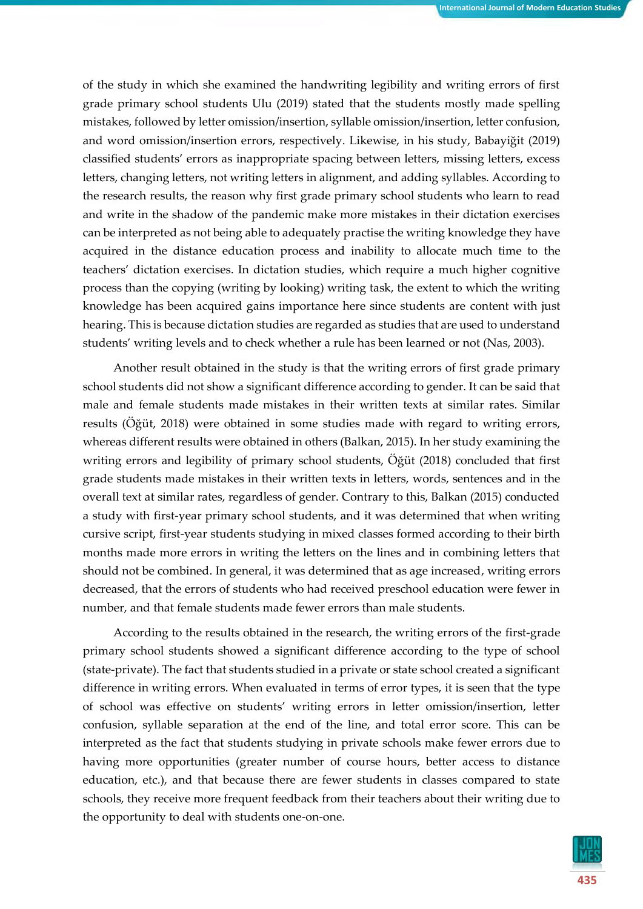of the study in which she examined the handwriting legibility and writing errors of first grade primary school students Ulu (2019) stated that the students mostly made spelling mistakes, followed by letter omission/insertion, syllable omission/insertion, letter confusion, and word omission/insertion errors, respectively. Likewise, in his study, Babayiğit (2019) classified students' errors as inappropriate spacing between letters, missing letters, excess letters, changing letters, not writing letters in alignment, and adding syllables. According to the research results, the reason why first grade primary school students who learn to read and write in the shadow of the pandemic make more mistakes in their dictation exercises can be interpreted as not being able to adequately practise the writing knowledge they have acquired in the distance education process and inability to allocate much time to the teachers' dictation exercises. In dictation studies, which require a much higher cognitive process than the copying (writing by looking) writing task, the extent to which the writing knowledge has been acquired gains importance here since students are content with just hearing. This is because dictation studies are regarded as studies that are used to understand students' writing levels and to check whether a rule has been learned or not (Nas, 2003).

Another result obtained in the study is that the writing errors of first grade primary school students did not show a significant difference according to gender. It can be said that male and female students made mistakes in their written texts at similar rates. Similar results (Öğüt, 2018) were obtained in some studies made with regard to writing errors, whereas different results were obtained in others (Balkan, 2015). In her study examining the writing errors and legibility of primary school students, Öğüt (2018) concluded that first grade students made mistakes in their written texts in letters, words, sentences and in the overall text at similar rates, regardless of gender. Contrary to this, Balkan (2015) conducted a study with first-year primary school students, and it was determined that when writing cursive script, first-year students studying in mixed classes formed according to their birth months made more errors in writing the letters on the lines and in combining letters that should not be combined. In general, it was determined that as age increased, writing errors decreased, that the errors of students who had received preschool education were fewer in number, and that female students made fewer errors than male students.

According to the results obtained in the research, the writing errors of the first-grade primary school students showed a significant difference according to the type of school (state-private). The fact that students studied in a private or state school created a significant difference in writing errors. When evaluated in terms of error types, it is seen that the type of school was effective on students' writing errors in letter omission/insertion, letter confusion, syllable separation at the end of the line, and total error score. This can be interpreted as the fact that students studying in private schools make fewer errors due to having more opportunities (greater number of course hours, better access to distance education, etc.), and that because there are fewer students in classes compared to state schools, they receive more frequent feedback from their teachers about their writing due to the opportunity to deal with students one-on-one.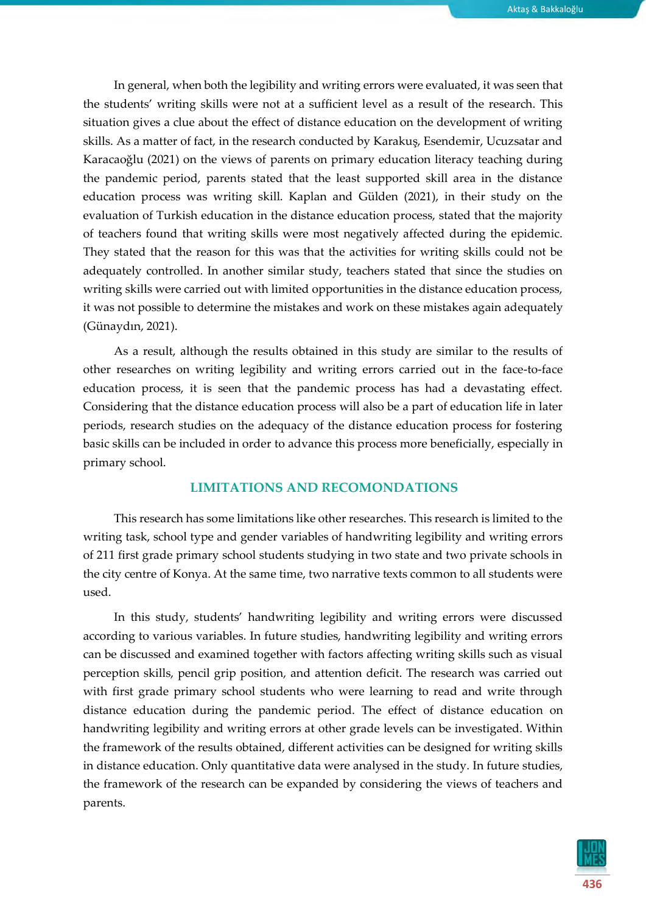In general, when both the legibility and writing errors were evaluated, it was seen that the students' writing skills were not at a sufficient level as a result of the research. This situation gives a clue about the effect of distance education on the development of writing skills. As a matter of fact, in the research conducted by Karakuş, Esendemir, Ucuzsatar and Karacaoğlu (2021) on the views of parents on primary education literacy teaching during the pandemic period, parents stated that the least supported skill area in the distance education process was writing skill. Kaplan and Gülden (2021), in their study on the evaluation of Turkish education in the distance education process, stated that the majority of teachers found that writing skills were most negatively affected during the epidemic. They stated that the reason for this was that the activities for writing skills could not be adequately controlled. In another similar study, teachers stated that since the studies on writing skills were carried out with limited opportunities in the distance education process, it was not possible to determine the mistakes and work on these mistakes again adequately (Günaydın, 2021).

As a result, although the results obtained in this study are similar to the results of other researches on writing legibility and writing errors carried out in the face-to-face education process, it is seen that the pandemic process has had a devastating effect. Considering that the distance education process will also be a part of education life in later periods, research studies on the adequacy of the distance education process for fostering basic skills can be included in order to advance this process more beneficially, especially in primary school.

## LIMITATIONS AND RECOMONDATIONS

This research has some limitations like other researches. This research is limited to the writing task, school type and gender variables of handwriting legibility and writing errors of 211 first grade primary school students studying in two state and two private schools in the city centre of Konya. At the same time, two narrative texts common to all students were used.

In this study, students' handwriting legibility and writing errors were discussed according to various variables. In future studies, handwriting legibility and writing errors can be discussed and examined together with factors affecting writing skills such as visual perception skills, pencil grip position, and attention deficit. The research was carried out with first grade primary school students who were learning to read and write through distance education during the pandemic period. The effect of distance education on handwriting legibility and writing errors at other grade levels can be investigated. Within the framework of the results obtained, different activities can be designed for writing skills in distance education. Only quantitative data were analysed in the study. In future studies, the framework of the research can be expanded by considering the views of teachers and parents.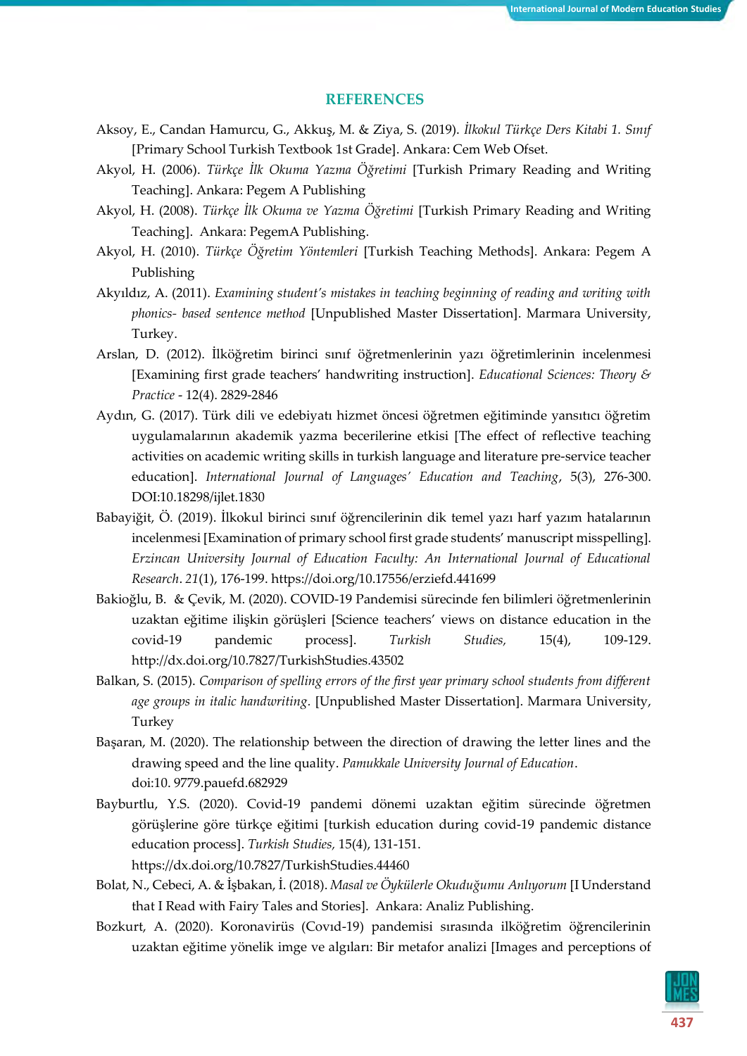## REFERENCES

Aksoy, E., Candan Hamurcu, G., Akkuş, M. & Ziya, S. (2019). *İlkokul Türkçe Ders Kitabi 1. Sınıf* [Primary School Turkish Textbook 1st Grade]. Ankara: Cem Web Ofset.

Akyol, H. (2006). *Türkçe İlk Okuma Yazma Öğretimi* [Turkish Primary Reading and Writing Teaching]. Ankara: Pegem A Publishing

Akyol, H. (2008). *Türkçe İlk Okuma ve Yazma Öğretimi* [Turkish Primary Reading and Writing Teaching]. Ankara: PegemA Publishing.

Akyol, H. (2010). *Türkçe Öğretim Yöntemleri* [Turkish Teaching Methods]. Ankara: Pegem A Publishing

Akyıldız, A. (2011). *Examining student's mistakes in teaching beginning of reading and writing with phonics- based sentence method* [Unpublished Master Dissertation]. Marmara University, Turkey.

Arslan, D. (2012). İlköğretim birinci sınıf öğretmenlerinin yazı öğretimlerinin incelenmesi [Examining first grade teachers' handwriting instruction]. *Educational Sciences: Theory & Practice* - 12(4). 2829-2846

Aydın, G. (2017). Türk dili ve edebiyatı hizmet öncesi öğretmen eğitiminde yansıtıcı öğretim uygulamalarının akademik yazma becerilerine etkisi [The effect of reflective teaching activities on academic writing skills in turkish language and literature pre-service teacher education]. *International Journal of Languages' Education and Teaching*, 5(3), 276-300. DOI:10.18298/ijlet.1830

Babayiğit, Ö. (2019). İlkokul birinci sınıf öğrencilerinin dik temel yazı harf yazım hatalarının incelenmesi [Examination of primary school first grade students' manuscript misspelling]. *Erzincan University Journal of Education Faculty: An International Journal of Educational Research*. *21*(1), 176-199. https://doi.org/10.17556/erziefd.441699

Bakioğlu, B. & Çevik, M. (2020). COVID-19 Pandemisi sürecinde fen bilimleri öğretmenlerinin uzaktan eğitime ilişkin görüşleri [Science teachers' views on distance education in the covid-19 pandemic process]. *Turkish Studies,* 15(4), 109-129. http://dx.doi.org/10.7827/TurkishStudies.43502

Balkan, S. (2015). *Comparison of spelling errors of the first year primary school students from different age groups in italic handwriting.* [Unpublished Master Dissertation]. Marmara University, Turkey

Başaran, M. (2020). The relationship between the direction of drawing the letter lines and the drawing speed and the line quality. *Pamukkale University Journal of Education*. doi:10. 9779.pauefd.682929

Bayburtlu, Y.S. (2020). Covid-19 pandemi dönemi uzaktan eğitim sürecinde öğretmen görüşlerine göre türkçe eğitimi [turkish education during covid-19 pandemic distance education process]. *Turkish Studies,* 15(4), 131-151. https://dx.doi.org/10.7827/TurkishStudies.44460

Bolat, N., Cebeci, A. & İşbakan, İ. (2018). *Masal ve Öykülerle Okuduğumu Anlıyorum* [I Understand that I Read with Fairy Tales and Stories]. Ankara: Analiz Publishing.

Bozkurt, A. (2020). Koronavirüs (Covıd-19) pandemisi sırasında ilköğretim öğrencilerinin uzaktan eğitime yönelik imge ve algıları: Bir metafor analizi [Images and perceptions of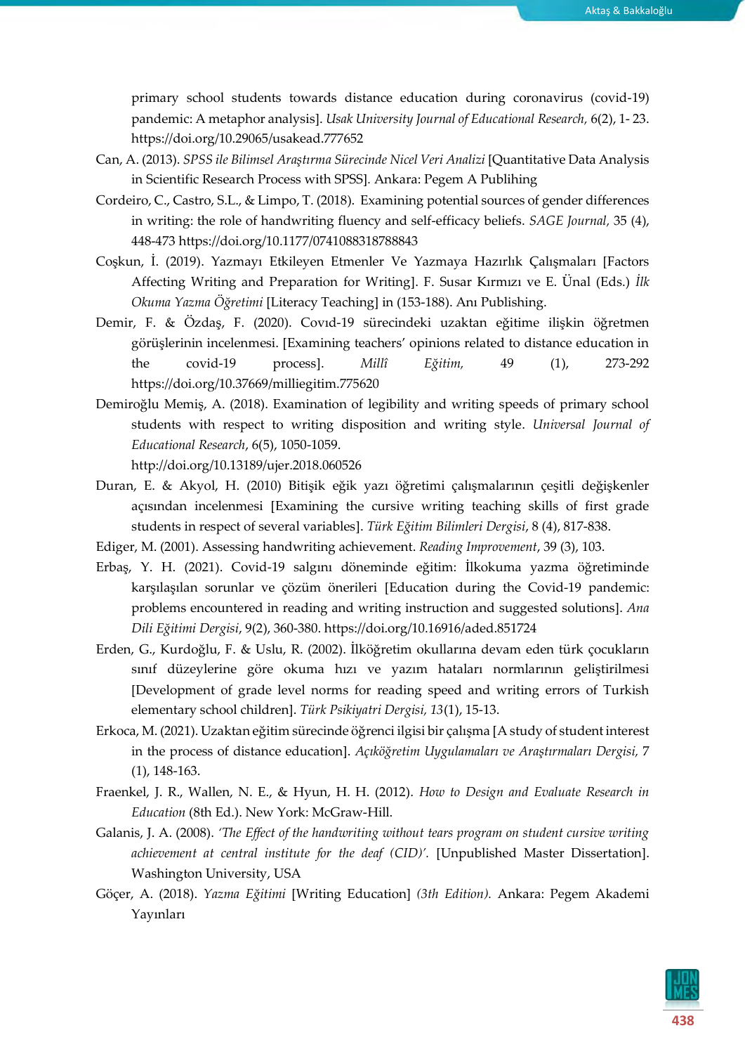primary school students towards distance education during coronavirus (covid-19) pandemic: A metaphor analysis]. *Usak University Journal of Educational Research*, 6(2), 1- 23. https://doi.org/10.29065/usakead.777652

Can, A. (2013). *SPSS ile Bilimsel Araştırma Sürecinde Nicel Veri Analizi* [Quantitative Data Analysis in Scientific Research Process with SPSS]. Ankara: Pegem A Publihing

Cordeiro, C., Castro, S.L., & Limpo, T. (2018). Examining potential sources of gender differences in writing: the role of handwriting fluency and self-efficacy beliefs. *SAGE Journal*, 35 (4), 448-473 https://doi.org/10.1177/0741088318788843

Coşkun, İ. (2019). Yazmayı Etkileyen Etmenler Ve Yazmaya Hazırlık Çalışmaları [Factors Affecting Writing and Preparation for Writing]. F. Susar Kırmızı ve E. Ünal (Eds.) *İlk Okuma Yazma Öğretimi* [Literacy Teaching] in (153-188). Anı Publishing.

Demir, F. & Özdaş, F. (2020). Covıd-19 sürecindeki uzaktan eğitime ilişkin öğretmen görüşlerinin incelenmesi. [Examining teachers' opinions related to distance education in the covid-19 process]. *Millî Eğitim*, 49 (1), 273-292 https://doi.org/10.37669/milliegitim.775620

Demiroğlu Memiş, A. (2018). Examination of legibility and writing speeds of primary school students with respect to writing disposition and writing style. *Universal Journal of Educational Research*, 6(5), 1050-1059. http://doi.org/10.13189/ujer.2018.060526

Duran, E. & Akyol, H. (2010) Bitişik eğik yazı öğretimi çalışmalarının çeşitli değişkenler açısından incelenmesi [Examining the cursive writing teaching skills of first grade students in respect of several variables]. *Türk Eğitim Bilimleri Dergisi*, 8 (4), 817-838.

Ediger, M. (2001). Assessing handwriting achievement. *Reading Improvement*, 39 (3), 103.

Erbaş, Y. H. (2021). Covid-19 salgını döneminde eğitim: İlkokuma yazma öğretiminde karşılaşılan sorunlar ve çözüm önerileri [Education during the Covid-19 pandemic: problems encountered in reading and writing instruction and suggested solutions]. *Ana Dili Eğitimi Dergisi*, 9(2), 360-380. https://doi.org/10.16916/aded.851724

Erden, G., Kurdoğlu, F. & Uslu, R. (2002). İlköğretim okullarına devam eden türk çocukların sınıf düzeylerine göre okuma hızı ve yazım hataları normlarının geliştirilmesi [Development of grade level norms for reading speed and writing errors of Turkish elementary school children]. *Türk Psikiyatri Dergisi, 13*(1), 15-13.

Erkoca, M. (2021). Uzaktan eğitim sürecinde öğrenci ilgisi bir çalışma [A study of student interest in the process of distance education]. *Açıköğretim Uygulamaları ve Araştırmaları Dergisi*, 7 (1), 148-163.

Fraenkel, J. R., Wallen, N. E., & Hyun, H. H. (2012). *How to Design and Evaluate Research in Education* (8th Ed.). New York: McGraw-Hill.

Galanis, J. A. (2008). *'The Effect of the handwriting without tears program on student cursive writing achievement at central institute for the deaf (CID)'.* [Unpublished Master Dissertation]. Washington University, USA

Göçer, A. (2018). *Yazma Eğitimi* [Writing Education] *(3th Edition).* Ankara: Pegem Akademi Yayınları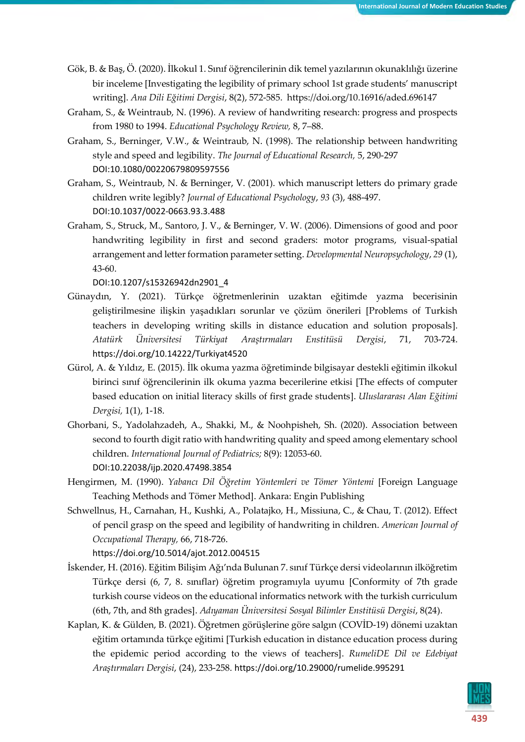Gök, B. & Baş, Ö. (2020). İlkokul 1. Sınıf öğrencilerinin dik temel yazılarının okunaklılığı üzerine bir inceleme [Investigating the legibility of primary school 1st grade students' manuscript writing]. *Ana Dili Eğitimi Dergisi*, 8(2), 572-585. https://doi.org/10.16916/aded.696147

Graham, S., & Weintraub, N. (1996). A review of handwriting research: progress and prospects from 1980 to 1994. *Educational Psychology Review,* 8, 7–88.

Graham, S., Berninger, V.W., & Weintraub, N. (1998). The relationship between handwriting style and speed and legibility. *The Journal of Educational Research,* 5, 290-297 DOI:10.1080/00220679809597556

Graham, S., Weintraub, N. & Berninger, V. (2001). which manuscript letters do primary grade children write legibly? *Journal of Educational Psychology*, *93* (3), 488-497. DOI:10.1037/0022-0663.93.3.488

Graham, S., Struck, M., Santoro, J. V., & Berninger, V. W. (2006). Dimensions of good and poor handwriting legibility in first and second graders: motor programs, visual-spatial arrangement and letter formation parameter setting. *Developmental Neuropsychology*, *29* (1), 43-60.
DOI:10.1207/s15326942dn2901_4

Günaydın, Y. (2021). Türkçe öğretmenlerinin uzaktan eğitimde yazma becerisinin geliştirilmesine ilişkin yaşadıkları sorunlar ve çözüm önerileri [Problems of Turkish teachers in developing writing skills in distance education and solution proposals]. *Atatürk Üniversitesi Türkiyat Araştırmaları Enstitüsü Dergisi*, 71, 703-724. https://doi.org/10.14222/Turkiyat4520

Gürol, A. & Yıldız, E. (2015). İlk okuma yazma öğretiminde bilgisayar destekli eğitimin ilkokul birinci sınıf öğrencilerinin ilk okuma yazma becerilerine etkisi [The effects of computer based education on initial literacy skills of first grade students]. *Uluslararası Alan Eğitimi Dergisi,* 1(1), 1-18.

Ghorbani, S., Yadolahzadeh, A., Shakki, M., & Noohpisheh, Sh. (2020). Association between second to fourth digit ratio with handwriting quality and speed among elementary school children. *International Journal of Pediatrics;* 8(9): 12053-60.
DOI:10.22038/ijp.2020.47498.3854

Hengirmen, M. (1990). *Yabancı Dil Öğretim Yöntemleri ve Tömer Yöntemi* [Foreign Language Teaching Methods and Tömer Method]. Ankara: Engin Publishing

Schwellnus, H., Carnahan, H., Kushki, A., Polatajko, H., Missiuna, C., & Chau, T. (2012). Effect of pencil grasp on the speed and legibility of handwriting in children. *American Journal of Occupational Therapy,* 66, 718-726.
https://doi.org/10.5014/ajot.2012.004515

İskender, H. (2016). Eğitim Bilişim Ağı'nda Bulunan 7. sınıf Türkçe dersi videolarının ilköğretim Türkçe dersi (6, 7, 8. sınıflar) öğretim programıyla uyumu [Conformity of 7th grade turkish course videos on the educational informatics network with the turkish curriculum (6th, 7th, and 8th grades]. *Adıyaman Üniversitesi Sosyal Bilimler Enstitüsü Dergisi*, 8(24).

Kaplan, K. & Gülden, B. (2021). Öğretmen görüşlerine göre salgın (COVİD-19) dönemi uzaktan eğitim ortamında türkçe eğitimi [Turkish education in distance education process during the epidemic period according to the views of teachers]. *RumeliDE Dil ve Edebiyat Araştırmaları Dergisi*, (24), 233-258. https://doi.org/10.29000/rumelide.995291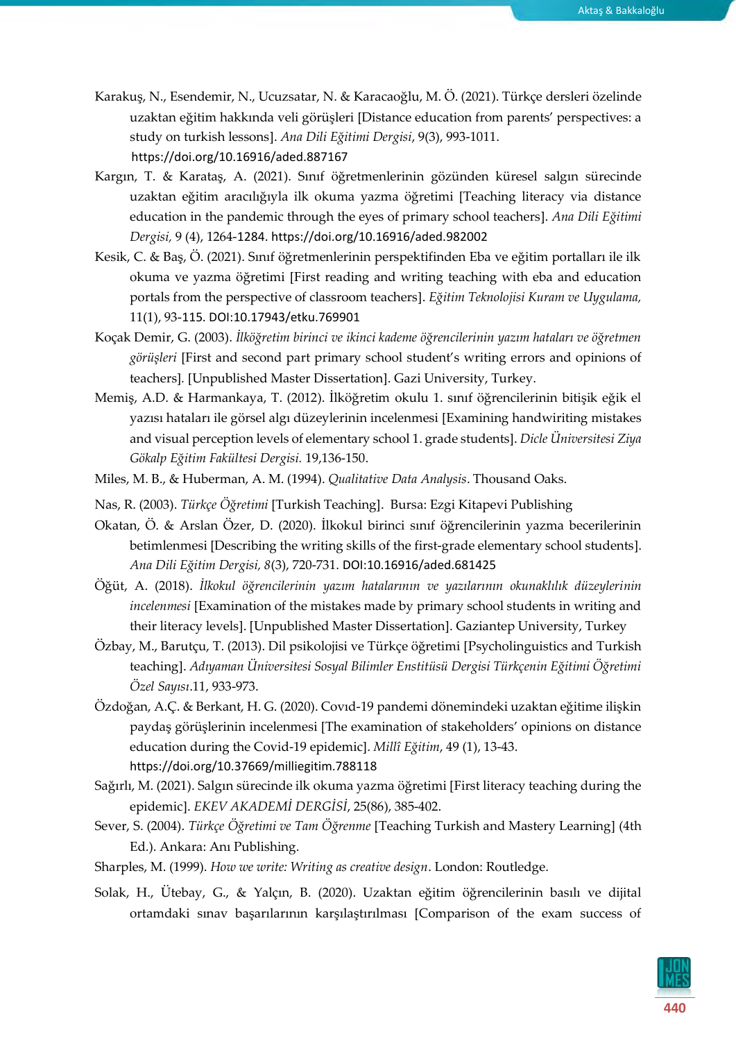Karakuş, N., Esendemir, N., Ucuzsatar, N. & Karacaoğlu, M. Ö. (2021). Türkçe dersleri özelinde uzaktan eğitim hakkında veli görüşleri [Distance education from parents' perspectives: a study on turkish lessons]. *Ana Dili Eğitimi Dergisi*, 9(3), 993-1011. https://doi.org/10.16916/aded.887167

Kargın, T. & Karataş, A. (2021). Sınıf öğretmenlerinin gözünden küresel salgın sürecinde uzaktan eğitim aracılığıyla ilk okuma yazma öğretimi [Teaching literacy via distance education in the pandemic through the eyes of primary school teachers]. *Ana Dili Eğitimi Dergisi,* 9 (4), 1264-1284. https://doi.org/10.16916/aded.982002

Kesik, C. & Baş, Ö. (2021). Sınıf öğretmenlerinin perspektifinden Eba ve eğitim portalları ile ilk okuma ve yazma öğretimi [First reading and writing teaching with eba and education portals from the perspective of classroom teachers]. *Eğitim Teknolojisi Kuram ve Uygulama,* 11(1), 93-115. DOI:10.17943/etku.769901

Koçak Demir, G. (2003). *İlköğretim birinci ve ikinci kademe öğrencilerinin yazım hataları ve öğretmen görüşleri* [First and second part primary school student's writing errors and opinions of teachers]. [Unpublished Master Dissertation]. Gazi University, Turkey.

Memiş, A.D. & Harmankaya, T. (2012). İlköğretim okulu 1. sınıf öğrencilerinin bitişik eğik el yazısı hataları ile görsel algı düzeylerinin incelenmesi [Examining handwiriting mistakes and visual perception levels of elementary school 1. grade students]. *Dicle Üniversitesi Ziya Gökalp Eğitim Fakültesi Dergisi.* 19,136-150.

Miles, M. B., & Huberman, A. M. (1994). *Qualitative Data Analysis*. Thousand Oaks.

Nas, R. (2003). *Türkçe Öğretimi* [Turkish Teaching]. Bursa: Ezgi Kitapevi Publishing

Okatan, Ö. & Arslan Özer, D. (2020). İlkokul birinci sınıf öğrencilerinin yazma becerilerinin betimlenmesi [Describing the writing skills of the first-grade elementary school students]. *Ana Dili Eğitim Dergisi, 8*(3), 720-731. DOI:10.16916/aded.681425

Öğüt, A. (2018). *İlkokul öğrencilerinin yazım hatalarının ve yazılarının okunaklılık düzeylerinin incelenmesi* [Examination of the mistakes made by primary school students in writing and their literacy levels]. [Unpublished Master Dissertation]. Gaziantep University, Turkey

Özbay, M., Barutçu, T. (2013). Dil psikolojisi ve Türkçe öğretimi [Psycholinguistics and Turkish teaching]. *Adıyaman Üniversitesi Sosyal Bilimler Enstitüsü Dergisi Türkçenin Eğitimi Öğretimi Özel Sayısı.*11, 933-973.

Özdoğan, A.Ç. & Berkant, H. G. (2020). Covıd-19 pandemi dönemindeki uzaktan eğitime ilişkin paydaş görüşlerinin incelenmesi [The examination of stakeholders' opinions on distance education during the Covid-19 epidemic]. *Millî Eğitim*, 49 (1), 13-43. https://doi.org/10.37669/milliegitim.788118

Sağırlı, M. (2021). Salgın sürecinde ilk okuma yazma öğretimi [First literacy teaching during the epidemic]. *EKEV AKADEMİ DERGİSİ*, 25(86), 385-402.

Sever, S. (2004). *Türkçe Öğretimi ve Tam Öğrenme* [Teaching Turkish and Mastery Learning] (4th Ed.). Ankara: Anı Publishing.

Sharples, M. (1999). *How we write: Writing as creative design*. London: Routledge.

Solak, H., Ütebay, G., & Yalçın, B. (2020). Uzaktan eğitim öğrencilerinin basılı ve dijital ortamdaki sınav başarılarının karşılaştırılması [Comparison of the exam success of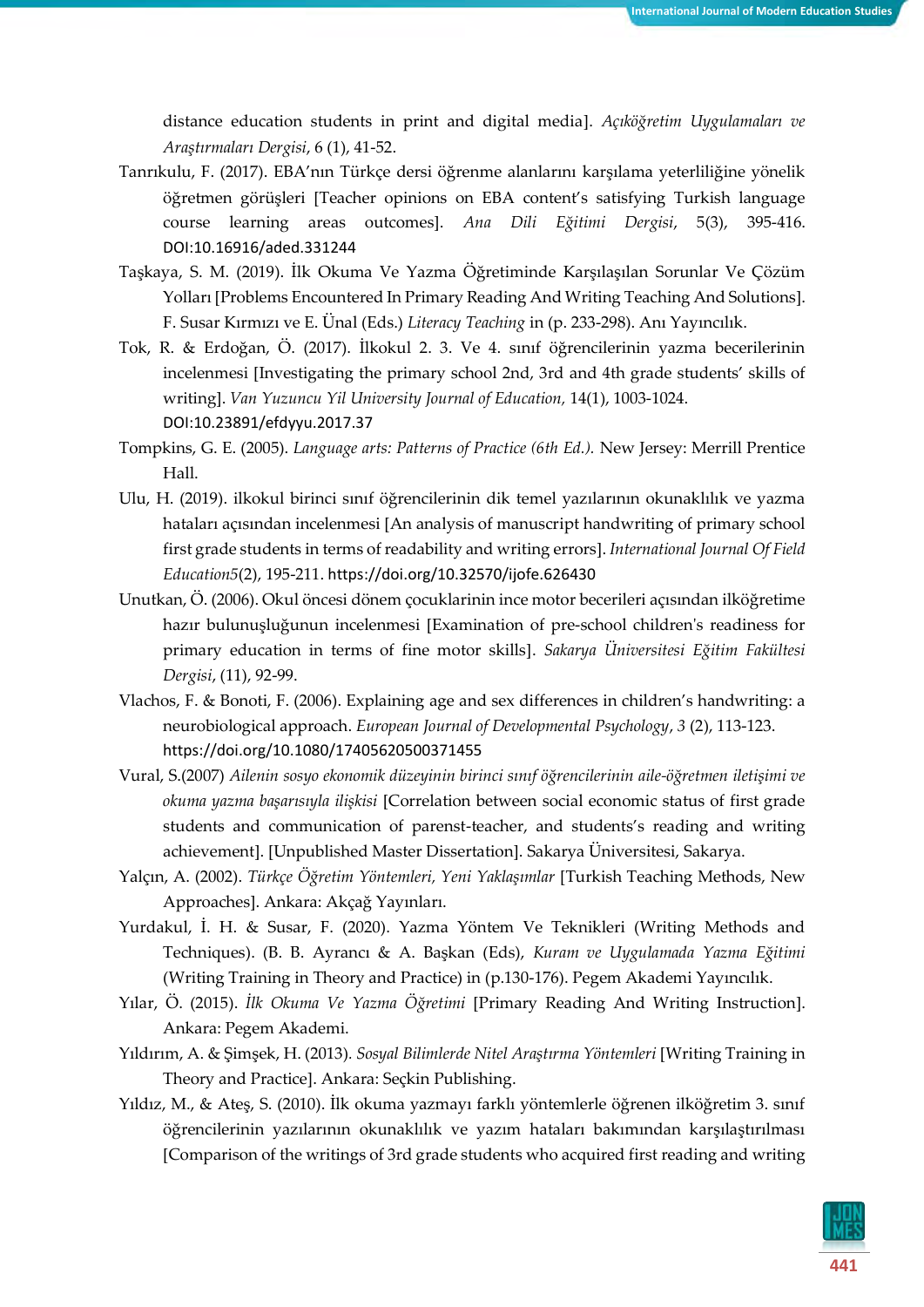distance education students in print and digital media]. *Açıköğretim Uygulamaları ve Araştırmaları Dergisi*, 6 (1), 41-52.

Tanrıkulu, F. (2017). EBA'nın Türkçe dersi öğrenme alanlarını karşılama yeterliliğine yönelik öğretmen görüşleri [Teacher opinions on EBA content's satisfying Turkish language course learning areas outcomes]. *Ana Dili Eğitimi Dergisi*, 5(3), 395-416. DOI:10.16916/aded.331244

Taşkaya, S. M. (2019). İlk Okuma Ve Yazma Öğretiminde Karşılaşılan Sorunlar Ve Çözüm Yolları [Problems Encountered In Primary Reading And Writing Teaching And Solutions]. F. Susar Kırmızı ve E. Ünal (Eds.) *Literacy Teaching* in (p. 233-298). Anı Yayıncılık.

Tok, R. & Erdoğan, Ö. (2017). İlkokul 2. 3. Ve 4. sınıf öğrencilerinin yazma becerilerinin incelenmesi [Investigating the primary school 2nd, 3rd and 4th grade students' skills of writing]. *Van Yuzuncu Yil University Journal of Education*, 14(1), 1003-1024. DOI:10.23891/efdyyu.2017.37

Tompkins, G. E. (2005). *Language arts: Patterns of Practice (6th Ed.).* New Jersey: Merrill Prentice Hall.

Ulu, H. (2019). ilkokul birinci sınıf öğrencilerinin dik temel yazılarının okunaklılık ve yazma hataları açısından incelenmesi [An analysis of manuscript handwriting of primary school first grade students in terms of readability and writing errors]. *International Journal Of Field Education*5(2), 195-211. https://doi.org/10.32570/ijofe.626430

Unutkan, Ö. (2006). Okul öncesi dönem çocuklarinin ince motor becerileri açısından ilköğretime hazır bulunuşluğunun incelenmesi [Examination of pre-school children's readiness for primary education in terms of fine motor skills]. *Sakarya Üniversitesi Eğitim Fakültesi Dergisi*, (11), 92-99.

Vlachos, F. & Bonoti, F. (2006). Explaining age and sex differences in children's handwriting: a neurobiological approach. *European Journal of Developmental Psychology*, *3* (2), 113-123. https://doi.org/10.1080/17405620500371455

Vural, S.(2007) *Ailenin sosyo ekonomik düzeyinin birinci sınıf öğrencilerinin aile-öğretmen iletişimi ve okuma yazma başarısıyla ilişkisi* [Correlation between social economic status of first grade students and communication of parenst-teacher, and students's reading and writing achievement]. [Unpublished Master Dissertation]. Sakarya Üniversitesi, Sakarya.

Yalçın, A. (2002). *Türkçe Öğretim Yöntemleri, Yeni Yaklaşımlar* [Turkish Teaching Methods, New Approaches]. Ankara: Akçağ Yayınları.

Yurdakul, İ. H. & Susar, F. (2020). Yazma Yöntem Ve Teknikleri (Writing Methods and Techniques). (B. B. Ayrancı & A. Başkan (Eds), *Kuram ve Uygulamada Yazma Eğitimi* (Writing Training in Theory and Practice) in (p.130-176). Pegem Akademi Yayıncılık.

Yılar, Ö. (2015). *İlk Okuma Ve Yazma Öğretimi* [Primary Reading And Writing Instruction]. Ankara: Pegem Akademi.

Yıldırım, A. & Şimşek, H. (2013). *Sosyal Bilimlerde Nitel Araştırma Yöntemleri* [Writing Training in Theory and Practice]. Ankara: Seçkin Publishing.

Yıldız, M., & Ateş, S. (2010). İlk okuma yazmayı farklı yöntemlerle öğrenen ilköğretim 3. sınıf öğrencilerinin yazılarının okunaklılık ve yazım hataları bakımından karşılaştırılması [Comparison of the writings of 3rd grade students who acquired first reading and writing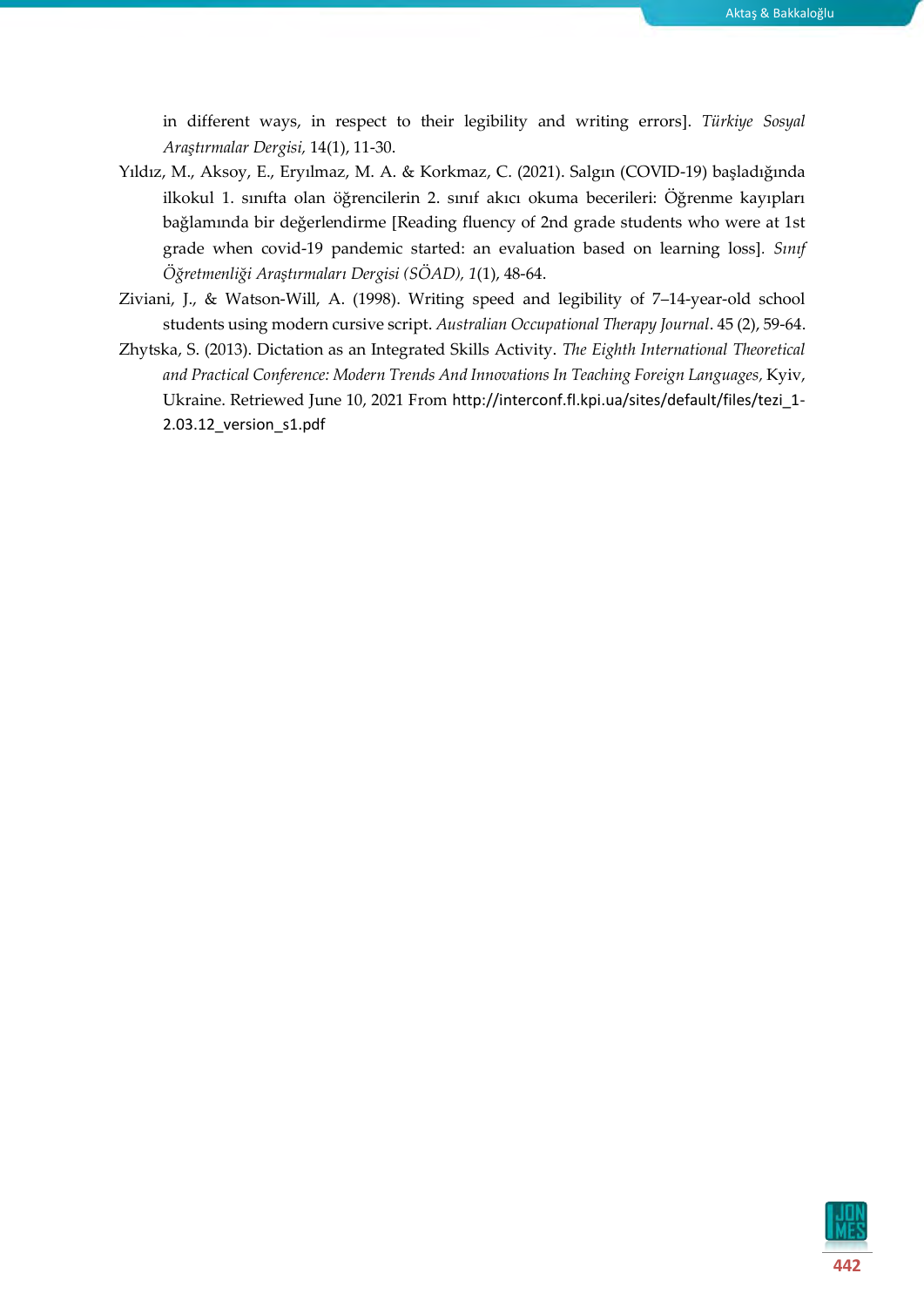in different ways, in respect to their legibility and writing errors]. *Türkiye Sosyal Araştırmalar Dergisi,* 14(1), 11-30.

Yıldız, M., Aksoy, E., Eryılmaz, M. A. & Korkmaz, C. (2021). Salgın (COVID-19) başladığında ilkokul 1. sınıfta olan öğrencilerin 2. sınıf akıcı okuma becerileri: Öğrenme kayıpları bağlamında bir değerlendirme [Reading fluency of 2nd grade students who were at 1st grade when covid-19 pandemic started: an evaluation based on learning loss]. *Sınıf Öğretmenliği Araştırmaları Dergisi (SÖAD), 1*(1), 48-64.

Ziviani, J., & Watson-Will, A. (1998). Writing speed and legibility of 7–14-year-old school students using modern cursive script. *Australian Occupational Therapy Journal*. 45 (2), 59-64.

Zhytska, S. (2013). Dictation as an Integrated Skills Activity. *The Eighth International Theoretical and Practical Conference: Modern Trends And Innovations In Teaching Foreign Languages,* Kyiv, Ukraine. Retrieved June 10, 2021 From http://interconf.fl.kpi.ua/sites/default/files/tezi_1-2.03.12_version_s1.pdf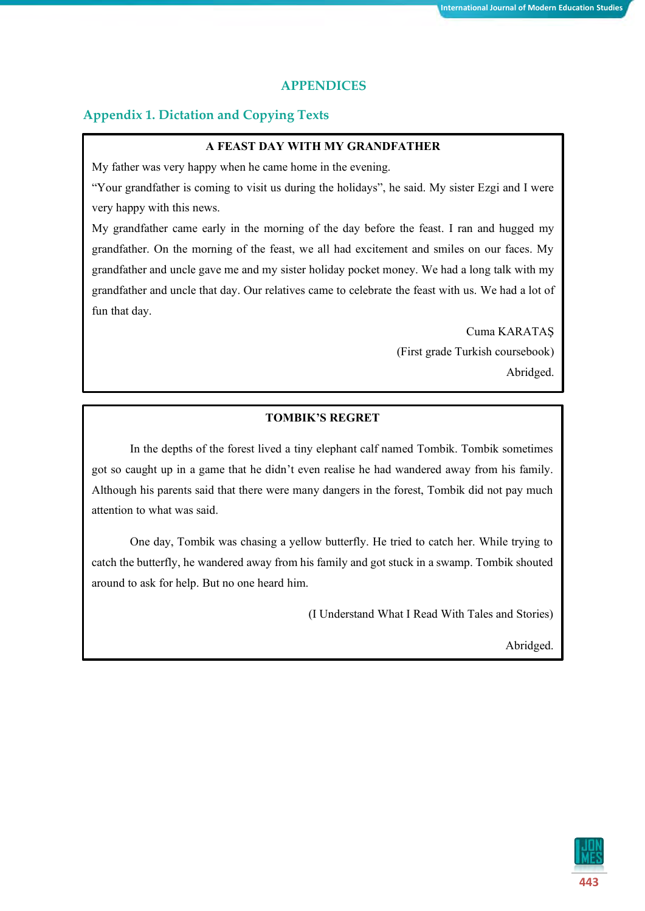# APPENDICES

## Appendix 1. Dictation and Copying Texts

**A FEAST DAY WITH MY GRANDFATHER**

My father was very happy when he came home in the evening.

“Your grandfather is coming to visit us during the holidays”, he said. My sister Ezgi and I were very happy with this news.

My grandfather came early in the morning of the day before the feast. I ran and hugged my grandfather. On the morning of the feast, we all had excitement and smiles on our faces. My grandfather and uncle gave me and my sister holiday pocket money. We had a long talk with my grandfather and uncle that day. Our relatives came to celebrate the feast with us. We had a lot of fun that day.

Cuma KARATAŞ

(First grade Turkish coursebook)

Abridged.

**TOMBIK’S REGRET**

In the depths of the forest lived a tiny elephant calf named Tombik. Tombik sometimes got so caught up in a game that he didn’t even realise he had wandered away from his family. Although his parents said that there were many dangers in the forest, Tombik did not pay much attention to what was said.

One day, Tombik was chasing a yellow butterfly. He tried to catch her. While trying to catch the butterfly, he wandered away from his family and got stuck in a swamp. Tombik shouted around to ask for help. But no one heard him.

(I Understand What I Read With Tales and Stories)

Abridged.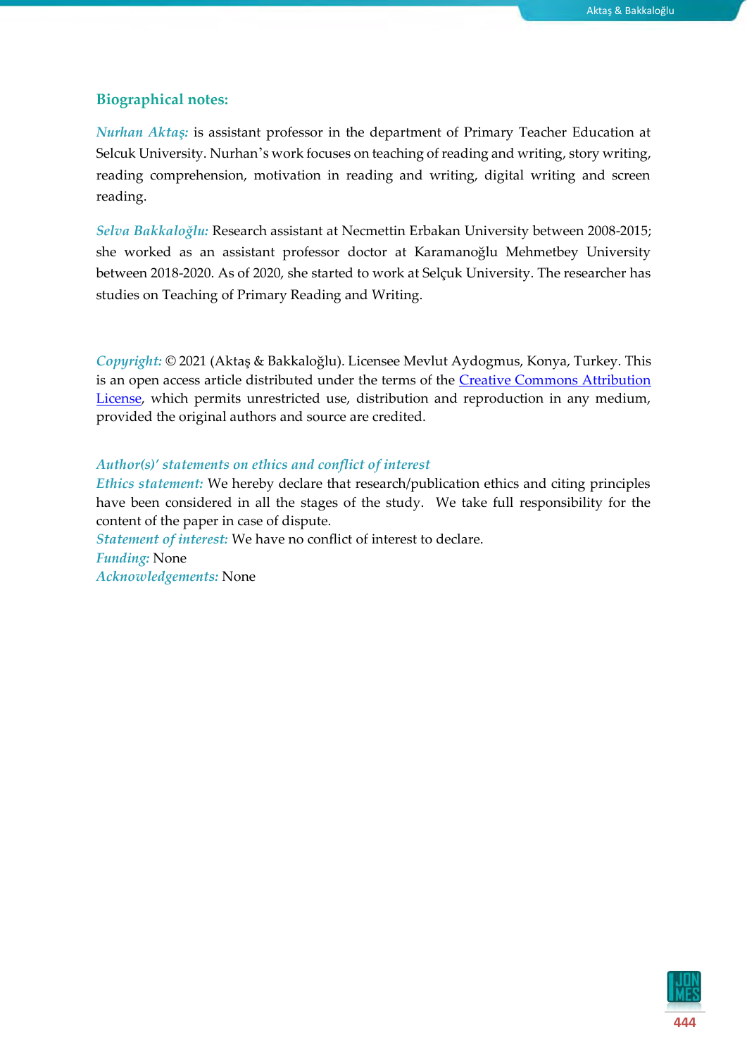## Biographical notes:

*Nurhan Aktaş:* is assistant professor in the department of Primary Teacher Education at Selcuk University. Nurhan's work focuses on teaching of reading and writing, story writing, reading comprehension, motivation in reading and writing, digital writing and screen reading.

*Selva Bakkaloğlu:* Research assistant at Necmettin Erbakan University between 2008-2015; she worked as an assistant professor doctor at Karamanoğlu Mehmetbey University between 2018-2020. As of 2020, she started to work at Selçuk University. The researcher has studies on Teaching of Primary Reading and Writing.

*Copyright:* © 2021 (Aktaş & Bakkaloğlu). Licensee Mevlut Aydogmus, Konya, Turkey. This is an open access article distributed under the terms of the [Creative Commons Attribution License](), which permits unrestricted use, distribution and reproduction in any medium, provided the original authors and source are credited.

*Author(s)' statements on ethics and conflict of interest*

*Ethics statement:* We hereby declare that research/publication ethics and citing principles have been considered in all the stages of the study. We take full responsibility for the content of the paper in case of dispute.

*Statement of interest:* We have no conflict of interest to declare.

*Funding:* None

*Acknowledgements:* None